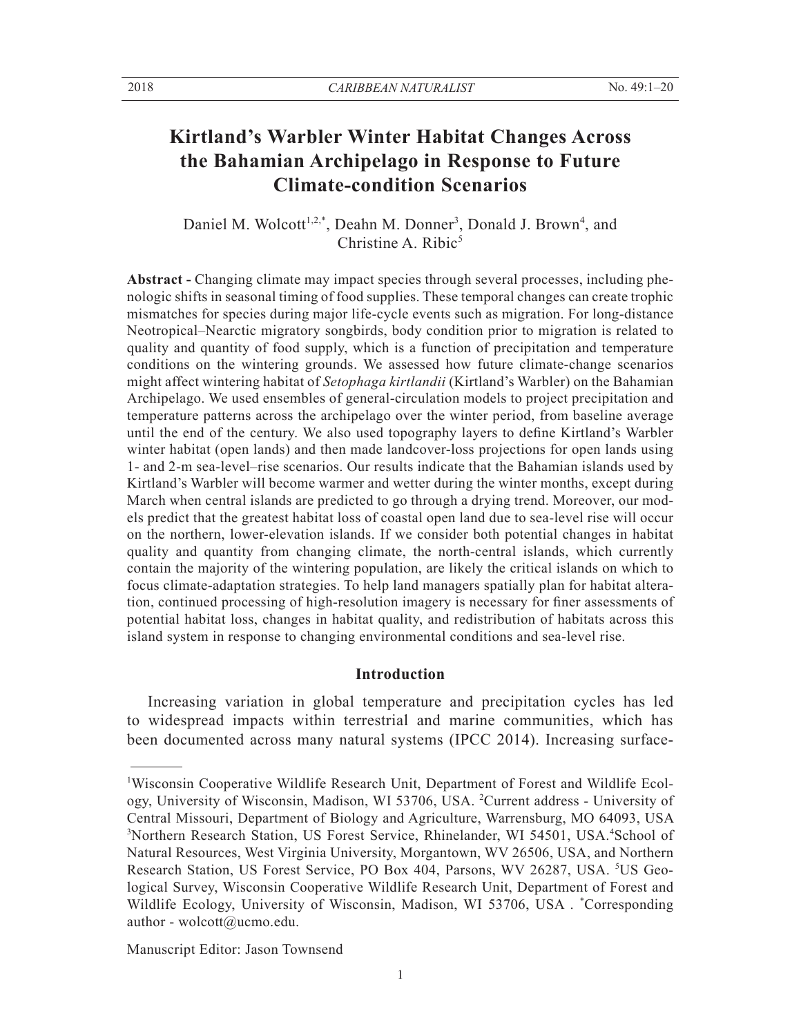# Kirtland's Warbler Winter Habitat Changes Across the Bahamian Archipelago in Response to Future Climate-condition Scenarios

Daniel M. Wolcott[1,2,*], Deahn M. Donner[3], Donald J. Brown[4], and Christine A. Ribic[5]

**Abstract -** Changing climate may impact species through several processes, including phenologic shifts in seasonal timing of food supplies. These temporal changes can create trophic mismatches for species during major life-cycle events such as migration. For long-distance Neotropical–Nearctic migratory songbirds, body condition prior to migration is related to quality and quantity of food supply, which is a function of precipitation and temperature conditions on the wintering grounds. We assessed how future climate-change scenarios might affect wintering habitat of *Setophaga kirtlandii* (Kirtland's Warbler) on the Bahamian Archipelago. We used ensembles of general-circulation models to project precipitation and temperature patterns across the archipelago over the winter period, from baseline average until the end of the century. We also used topography layers to define Kirtland's Warbler winter habitat (open lands) and then made landcover-loss projections for open lands using 1- and 2-m sea-level–rise scenarios. Our results indicate that the Bahamian islands used by Kirtland's Warbler will become warmer and wetter during the winter months, except during March when central islands are predicted to go through a drying trend. Moreover, our models predict that the greatest habitat loss of coastal open land due to sea-level rise will occur on the northern, lower-elevation islands. If we consider both potential changes in habitat quality and quantity from changing climate, the north-central islands, which currently contain the majority of the wintering population, are likely the critical islands on which to focus climate-adaptation strategies. To help land managers spatially plan for habitat alteration, continued processing of high-resolution imagery is necessary for finer assessments of potential habitat loss, changes in habitat quality, and redistribution of habitats across this island system in response to changing environmental conditions and sea-level rise.

## Introduction

Increasing variation in global temperature and precipitation cycles has led to widespread impacts within terrestrial and marine communities, which has been documented across many natural systems (IPCC 2014). Increasing surface-

---

[1]Wisconsin Cooperative Wildlife Research Unit, Department of Forest and Wildlife Ecology, University of Wisconsin, Madison, WI 53706, USA. [2]Current address - University of Central Missouri, Department of Biology and Agriculture, Warrensburg, MO 64093, USA [3]Northern Research Station, US Forest Service, Rhinelander, WI 54501, USA.[4]School of Natural Resources, West Virginia University, Morgantown, WV 26506, USA, and Northern Research Station, US Forest Service, PO Box 404, Parsons, WV 26287, USA. [5]US Geological Survey, Wisconsin Cooperative Wildlife Research Unit, Department of Forest and Wildlife Ecology, University of Wisconsin, Madison, WI 53706, USA . [*]Corresponding author - wolcott@ucmo.edu.

Manuscript Editor: Jason Townsend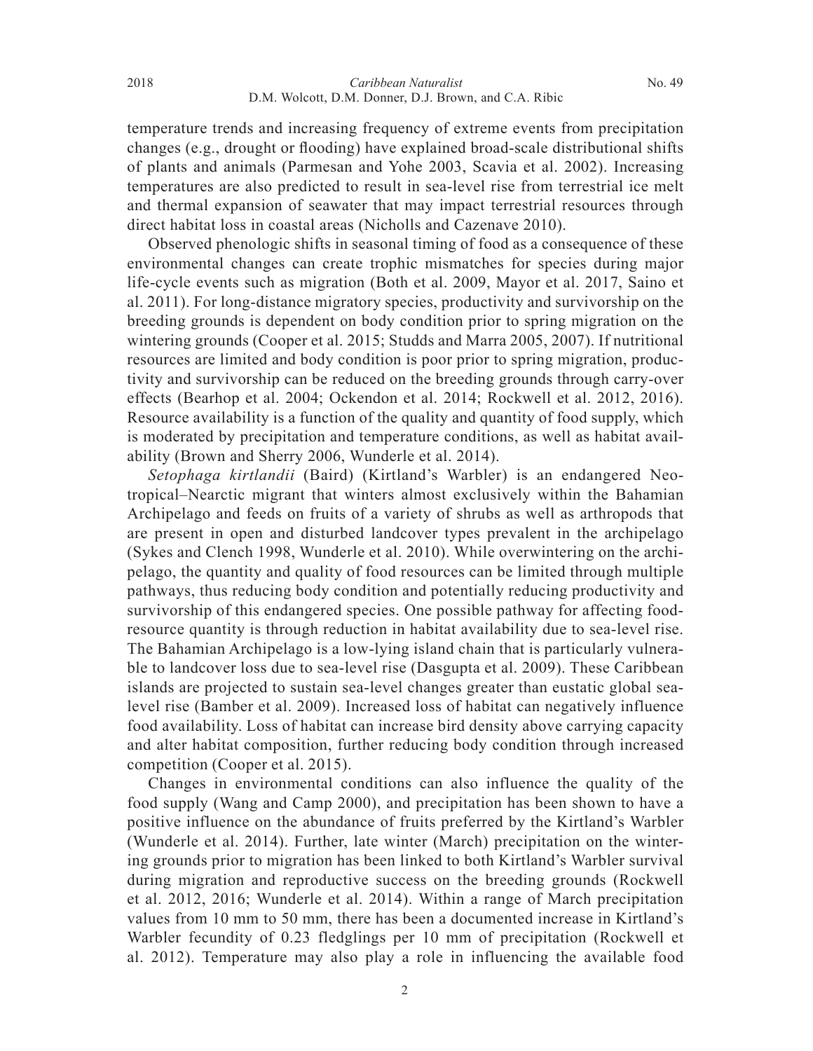temperature trends and increasing frequency of extreme events from precipitation changes (e.g., drought or flooding) have explained broad-scale distributional shifts of plants and animals (Parmesan and Yohe 2003, Scavia et al. 2002). Increasing temperatures are also predicted to result in sea-level rise from terrestrial ice melt and thermal expansion of seawater that may impact terrestrial resources through direct habitat loss in coastal areas (Nicholls and Cazenave 2010).

Observed phenologic shifts in seasonal timing of food as a consequence of these environmental changes can create trophic mismatches for species during major life-cycle events such as migration (Both et al. 2009, Mayor et al. 2017, Saino et al. 2011). For long-distance migratory species, productivity and survivorship on the breeding grounds is dependent on body condition prior to spring migration on the wintering grounds (Cooper et al. 2015; Studds and Marra 2005, 2007). If nutritional resources are limited and body condition is poor prior to spring migration, productivity and survivorship can be reduced on the breeding grounds through carry-over effects (Bearhop et al. 2004; Ockendon et al. 2014; Rockwell et al. 2012, 2016). Resource availability is a function of the quality and quantity of food supply, which is moderated by precipitation and temperature conditions, as well as habitat availability (Brown and Sherry 2006, Wunderle et al. 2014).

*Setophaga kirtlandii* (Baird) (Kirtland's Warbler) is an endangered Neotropical–Nearctic migrant that winters almost exclusively within the Bahamian Archipelago and feeds on fruits of a variety of shrubs as well as arthropods that are present in open and disturbed landcover types prevalent in the archipelago (Sykes and Clench 1998, Wunderle et al. 2010). While overwintering on the archipelago, the quantity and quality of food resources can be limited through multiple pathways, thus reducing body condition and potentially reducing productivity and survivorship of this endangered species. One possible pathway for affecting food-resource quantity is through reduction in habitat availability due to sea-level rise. The Bahamian Archipelago is a low-lying island chain that is particularly vulnerable to landcover loss due to sea-level rise (Dasgupta et al. 2009). These Caribbean islands are projected to sustain sea-level changes greater than eustatic global sea-level rise (Bamber et al. 2009). Increased loss of habitat can negatively influence food availability. Loss of habitat can increase bird density above carrying capacity and alter habitat composition, further reducing body condition through increased competition (Cooper et al. 2015).

Changes in environmental conditions can also influence the quality of the food supply (Wang and Camp 2000), and precipitation has been shown to have a positive influence on the abundance of fruits preferred by the Kirtland's Warbler (Wunderle et al. 2014). Further, late winter (March) precipitation on the wintering grounds prior to migration has been linked to both Kirtland's Warbler survival during migration and reproductive success on the breeding grounds (Rockwell et al. 2012, 2016; Wunderle et al. 2014). Within a range of March precipitation values from 10 mm to 50 mm, there has been a documented increase in Kirtland's Warbler fecundity of 0.23 fledglings per 10 mm of precipitation (Rockwell et al. 2012). Temperature may also play a role in influencing the available food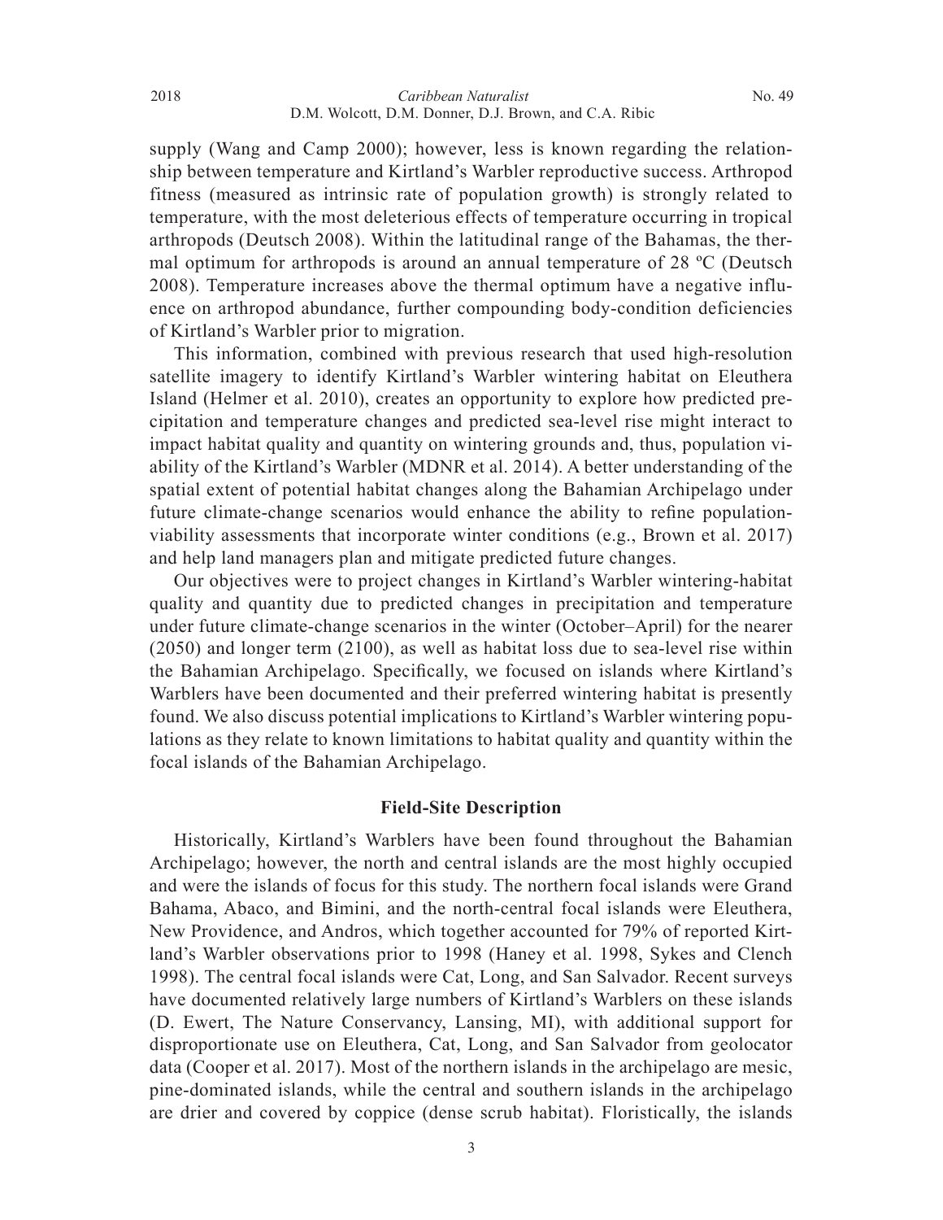supply (Wang and Camp 2000); however, less is known regarding the relationship between temperature and Kirtland's Warbler reproductive success. Arthropod fitness (measured as intrinsic rate of population growth) is strongly related to temperature, with the most deleterious effects of temperature occurring in tropical arthropods (Deutsch 2008). Within the latitudinal range of the Bahamas, the thermal optimum for arthropods is around an annual temperature of 28 ºC (Deutsch 2008). Temperature increases above the thermal optimum have a negative influence on arthropod abundance, further compounding body-condition deficiencies of Kirtland's Warbler prior to migration.

This information, combined with previous research that used high-resolution satellite imagery to identify Kirtland's Warbler wintering habitat on Eleuthera Island (Helmer et al. 2010), creates an opportunity to explore how predicted precipitation and temperature changes and predicted sea-level rise might interact to impact habitat quality and quantity on wintering grounds and, thus, population viability of the Kirtland's Warbler (MDNR et al. 2014). A better understanding of the spatial extent of potential habitat changes along the Bahamian Archipelago under future climate-change scenarios would enhance the ability to refine population-viability assessments that incorporate winter conditions (e.g., Brown et al. 2017) and help land managers plan and mitigate predicted future changes.

Our objectives were to project changes in Kirtland's Warbler wintering-habitat quality and quantity due to predicted changes in precipitation and temperature under future climate-change scenarios in the winter (October–April) for the nearer (2050) and longer term (2100), as well as habitat loss due to sea-level rise within the Bahamian Archipelago. Specifically, we focused on islands where Kirtland's Warblers have been documented and their preferred wintering habitat is presently found. We also discuss potential implications to Kirtland's Warbler wintering populations as they relate to known limitations to habitat quality and quantity within the focal islands of the Bahamian Archipelago.

## Field-Site Description

Historically, Kirtland's Warblers have been found throughout the Bahamian Archipelago; however, the north and central islands are the most highly occupied and were the islands of focus for this study. The northern focal islands were Grand Bahama, Abaco, and Bimini, and the north-central focal islands were Eleuthera, New Providence, and Andros, which together accounted for 79% of reported Kirtland's Warbler observations prior to 1998 (Haney et al. 1998, Sykes and Clench 1998). The central focal islands were Cat, Long, and San Salvador. Recent surveys have documented relatively large numbers of Kirtland's Warblers on these islands (D. Ewert, The Nature Conservancy, Lansing, MI), with additional support for disproportionate use on Eleuthera, Cat, Long, and San Salvador from geolocator data (Cooper et al. 2017). Most of the northern islands in the archipelago are mesic, pine-dominated islands, while the central and southern islands in the archipelago are drier and covered by coppice (dense scrub habitat). Floristically, the islands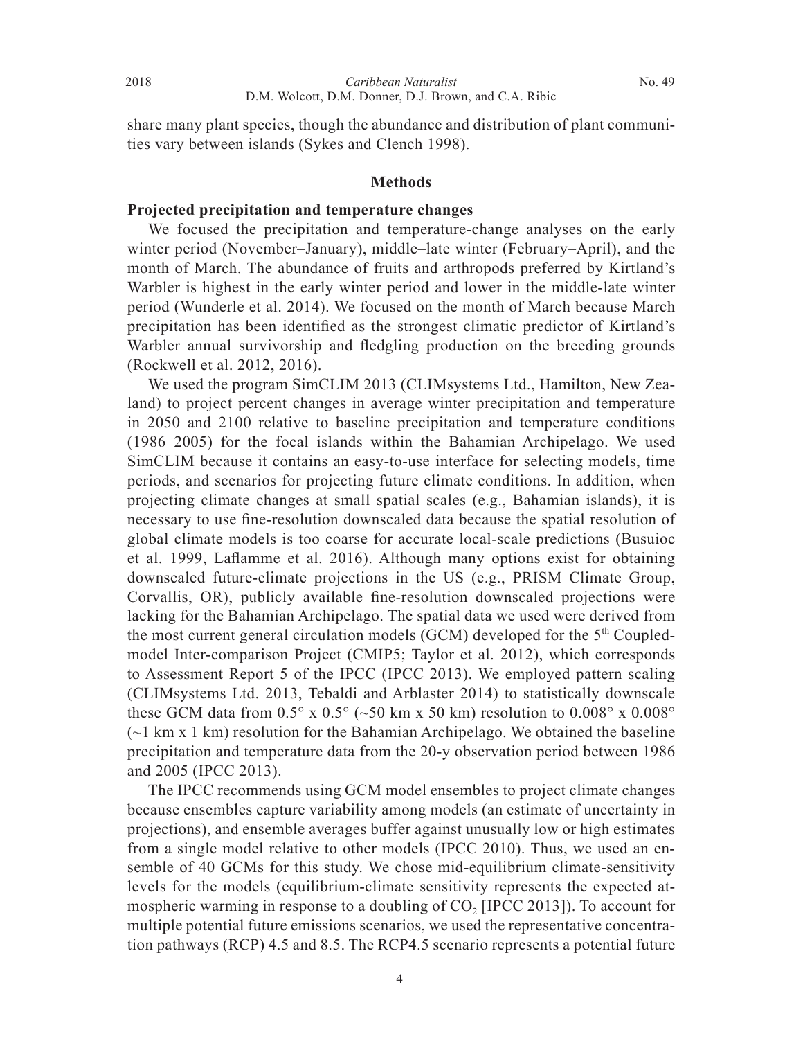share many plant species, though the abundance and distribution of plant communities vary between islands (Sykes and Clench 1998).

## Methods

### Projected precipitation and temperature changes

We focused the precipitation and temperature-change analyses on the early winter period (November–January), middle–late winter (February–April), and the month of March. The abundance of fruits and arthropods preferred by Kirtland's Warbler is highest in the early winter period and lower in the middle-late winter period (Wunderle et al. 2014). We focused on the month of March because March precipitation has been identified as the strongest climatic predictor of Kirtland's Warbler annual survivorship and fledgling production on the breeding grounds (Rockwell et al. 2012, 2016).

We used the program SimCLIM 2013 (CLIMsystems Ltd., Hamilton, New Zealand) to project percent changes in average winter precipitation and temperature in 2050 and 2100 relative to baseline precipitation and temperature conditions (1986–2005) for the focal islands within the Bahamian Archipelago. We used SimCLIM because it contains an easy-to-use interface for selecting models, time periods, and scenarios for projecting future climate conditions. In addition, when projecting climate changes at small spatial scales (e.g., Bahamian islands), it is necessary to use fine-resolution downscaled data because the spatial resolution of global climate models is too coarse for accurate local-scale predictions (Busuioc et al. 1999, Laflamme et al. 2016). Although many options exist for obtaining downscaled future-climate projections in the US (e.g., PRISM Climate Group, Corvallis, OR), publicly available fine-resolution downscaled projections were lacking for the Bahamian Archipelago. The spatial data we used were derived from the most current general circulation models (GCM) developed for the 5th Coupled-model Inter-comparison Project (CMIP5; Taylor et al. 2012), which corresponds to Assessment Report 5 of the IPCC (IPCC 2013). We employed pattern scaling (CLIMsystems Ltd. 2013, Tebaldi and Arblaster 2014) to statistically downscale these GCM data from 0.5° x 0.5° (~50 km x 50 km) resolution to 0.008° x 0.008° (~1 km x 1 km) resolution for the Bahamian Archipelago. We obtained the baseline precipitation and temperature data from the 20-y observation period between 1986 and 2005 (IPCC 2013).

The IPCC recommends using GCM model ensembles to project climate changes because ensembles capture variability among models (an estimate of uncertainty in projections), and ensemble averages buffer against unusually low or high estimates from a single model relative to other models (IPCC 2010). Thus, we used an ensemble of 40 GCMs for this study. We chose mid-equilibrium climate-sensitivity levels for the models (equilibrium-climate sensitivity represents the expected atmospheric warming in response to a doubling of $CO_2$ [IPCC 2013]). To account for multiple potential future emissions scenarios, we used the representative concentration pathways (RCP) 4.5 and 8.5. The RCP4.5 scenario represents a potential future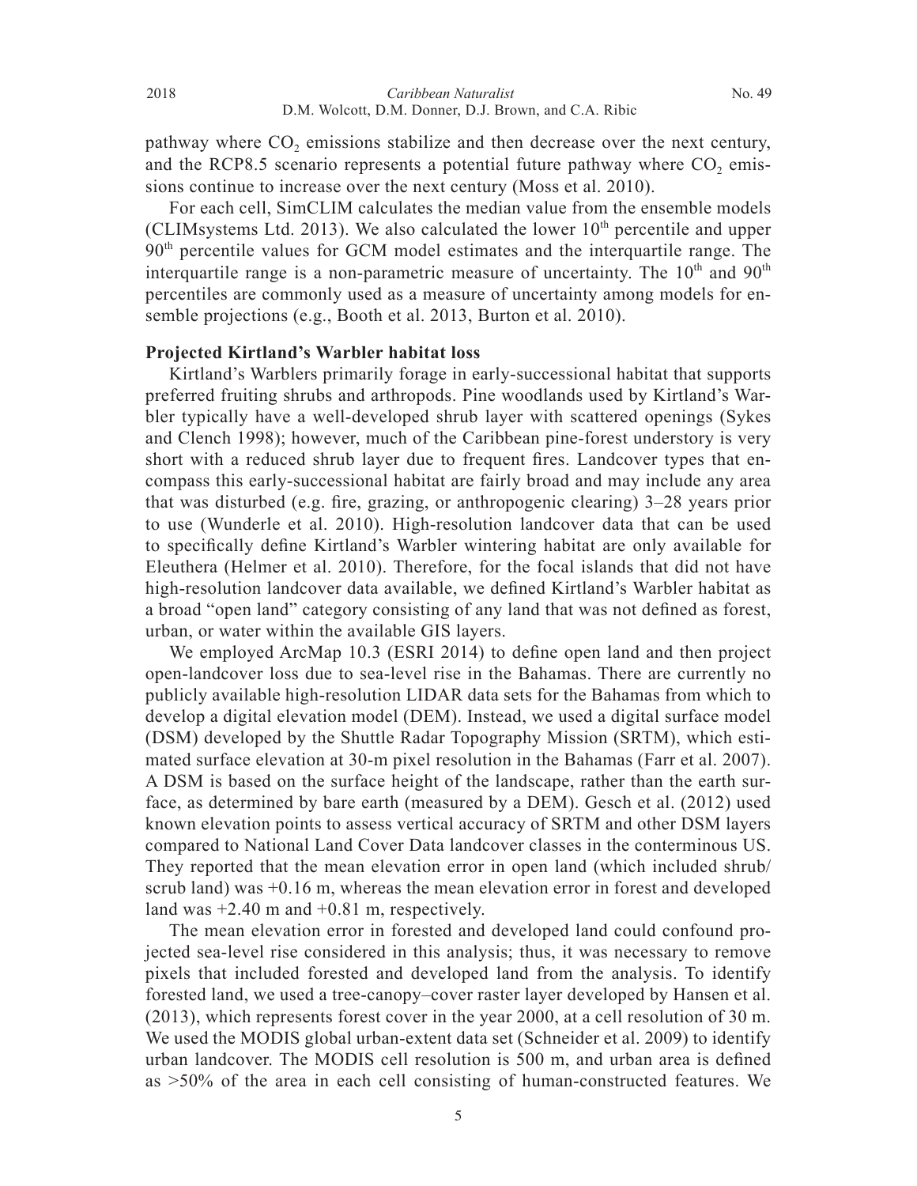pathway where $CO_2$ emissions stabilize and then decrease over the next century, and the RCP8.5 scenario represents a potential future pathway where $CO_2$ emissions continue to increase over the next century (Moss et al. 2010).

For each cell, SimCLIM calculates the median value from the ensemble models (CLIMsystems Ltd. 2013). We also calculated the lower $10^{th}$ percentile and upper $90^{th}$ percentile values for GCM model estimates and the interquartile range. The interquartile range is a non-parametric measure of uncertainty. The $10^{th}$ and $90^{th}$ percentiles are commonly used as a measure of uncertainty among models for ensemble projections (e.g., Booth et al. 2013, Burton et al. 2010).

**Projected Kirtland's Warbler habitat loss**

Kirtland's Warblers primarily forage in early-successional habitat that supports preferred fruiting shrubs and arthropods. Pine woodlands used by Kirtland's Warbler typically have a well-developed shrub layer with scattered openings (Sykes and Clench 1998); however, much of the Caribbean pine-forest understory is very short with a reduced shrub layer due to frequent fires. Landcover types that encompass this early-successional habitat are fairly broad and may include any area that was disturbed (e.g. fire, grazing, or anthropogenic clearing) 3–28 years prior to use (Wunderle et al. 2010). High-resolution landcover data that can be used to specifically define Kirtland's Warbler wintering habitat are only available for Eleuthera (Helmer et al. 2010). Therefore, for the focal islands that did not have high-resolution landcover data available, we defined Kirtland's Warbler habitat as a broad "open land" category consisting of any land that was not defined as forest, urban, or water within the available GIS layers.

We employed ArcMap 10.3 (ESRI 2014) to define open land and then project open-landcover loss due to sea-level rise in the Bahamas. There are currently no publicly available high-resolution LIDAR data sets for the Bahamas from which to develop a digital elevation model (DEM). Instead, we used a digital surface model (DSM) developed by the Shuttle Radar Topography Mission (SRTM), which estimated surface elevation at 30-m pixel resolution in the Bahamas (Farr et al. 2007). A DSM is based on the surface height of the landscape, rather than the earth surface, as determined by bare earth (measured by a DEM). Gesch et al. (2012) used known elevation points to assess vertical accuracy of SRTM and other DSM layers compared to National Land Cover Data landcover classes in the conterminous US. They reported that the mean elevation error in open land (which included shrub/scrub land) was +0.16 m, whereas the mean elevation error in forest and developed land was +2.40 m and +0.81 m, respectively.

The mean elevation error in forested and developed land could confound projected sea-level rise considered in this analysis; thus, it was necessary to remove pixels that included forested and developed land from the analysis. To identify forested land, we used a tree-canopy–cover raster layer developed by Hansen et al. (2013), which represents forest cover in the year 2000, at a cell resolution of 30 m. We used the MODIS global urban-extent data set (Schneider et al. 2009) to identify urban landcover. The MODIS cell resolution is 500 m, and urban area is defined as >50% of the area in each cell consisting of human-constructed features. We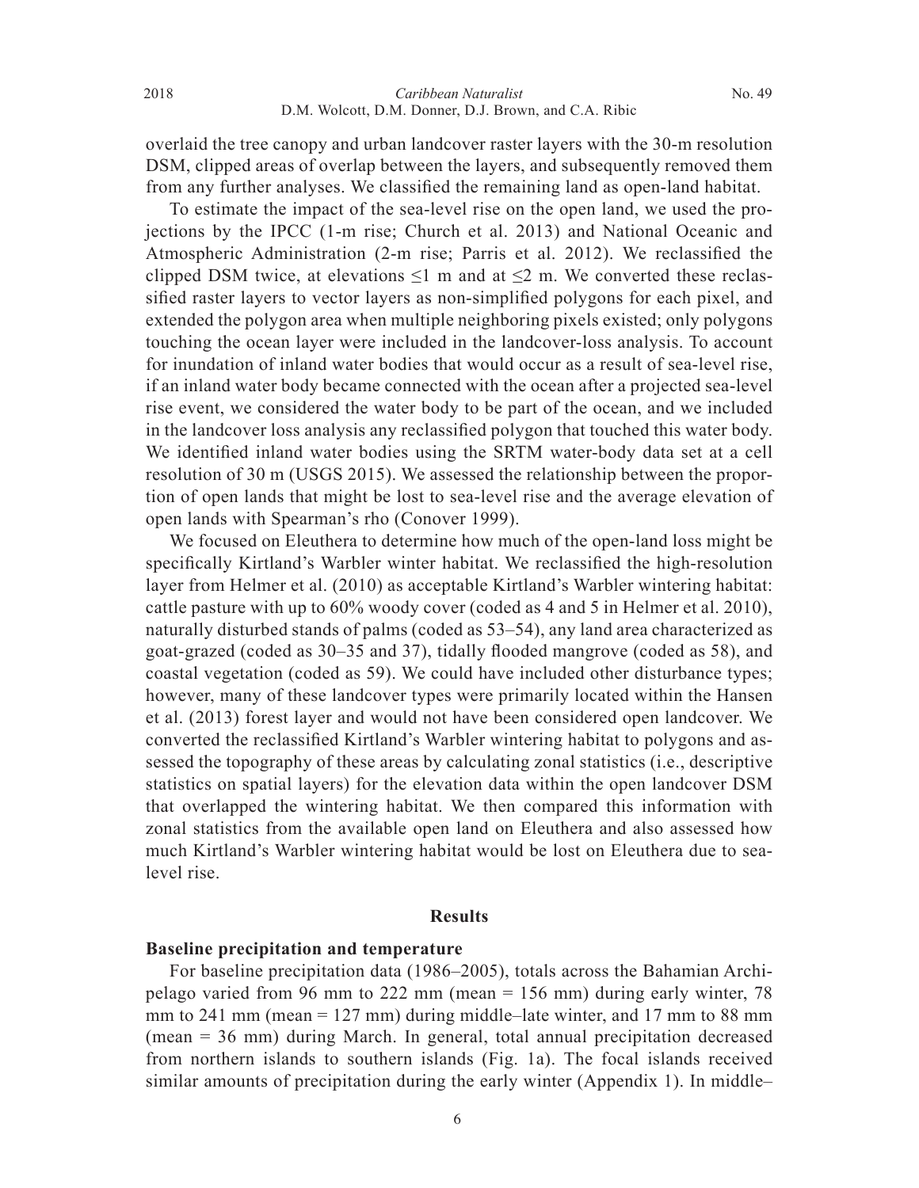overlaid the tree canopy and urban landcover raster layers with the 30-m resolution DSM, clipped areas of overlap between the layers, and subsequently removed them from any further analyses. We classified the remaining land as open-land habitat.

To estimate the impact of the sea-level rise on the open land, we used the projections by the IPCC (1-m rise; Church et al. 2013) and National Oceanic and Atmospheric Administration (2-m rise; Parris et al. 2012). We reclassified the clipped DSM twice, at elevations ≤1 m and at ≤2 m. We converted these reclassified raster layers to vector layers as non-simplified polygons for each pixel, and extended the polygon area when multiple neighboring pixels existed; only polygons touching the ocean layer were included in the landcover-loss analysis. To account for inundation of inland water bodies that would occur as a result of sea-level rise, if an inland water body became connected with the ocean after a projected sea-level rise event, we considered the water body to be part of the ocean, and we included in the landcover loss analysis any reclassified polygon that touched this water body. We identified inland water bodies using the SRTM water-body data set at a cell resolution of 30 m (USGS 2015). We assessed the relationship between the proportion of open lands that might be lost to sea-level rise and the average elevation of open lands with Spearman's rho (Conover 1999).

We focused on Eleuthera to determine how much of the open-land loss might be specifically Kirtland's Warbler winter habitat. We reclassified the high-resolution layer from Helmer et al. (2010) as acceptable Kirtland's Warbler wintering habitat: cattle pasture with up to 60% woody cover (coded as 4 and 5 in Helmer et al. 2010), naturally disturbed stands of palms (coded as 53–54), any land area characterized as goat-grazed (coded as 30–35 and 37), tidally flooded mangrove (coded as 58), and coastal vegetation (coded as 59). We could have included other disturbance types; however, many of these landcover types were primarily located within the Hansen et al. (2013) forest layer and would not have been considered open landcover. We converted the reclassified Kirtland's Warbler wintering habitat to polygons and assessed the topography of these areas by calculating zonal statistics (i.e., descriptive statistics on spatial layers) for the elevation data within the open landcover DSM that overlapped the wintering habitat. We then compared this information with zonal statistics from the available open land on Eleuthera and also assessed how much Kirtland's Warbler wintering habitat would be lost on Eleuthera due to sea-level rise.

## Results

### Baseline precipitation and temperature

For baseline precipitation data (1986–2005), totals across the Bahamian Archipelago varied from 96 mm to 222 mm (mean = 156 mm) during early winter, 78 mm to 241 mm (mean = 127 mm) during middle–late winter, and 17 mm to 88 mm (mean = 36 mm) during March. In general, total annual precipitation decreased from northern islands to southern islands (Fig. 1a). The focal islands received similar amounts of precipitation during the early winter (Appendix 1). In middle–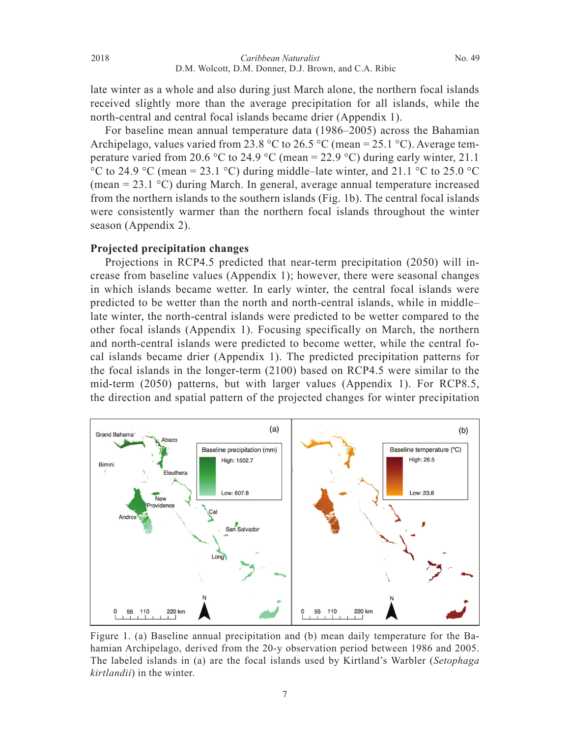late winter as a whole and also during just March alone, the northern focal islands received slightly more than the average precipitation for all islands, while the north-central and central focal islands became drier (Appendix 1).

For baseline mean annual temperature data (1986–2005) across the Bahamian Archipelago, values varied from 23.8 °C to 26.5 °C (mean = 25.1 °C). Average temperature varied from 20.6 °C to 24.9 °C (mean = 22.9 °C) during early winter, 21.1 °C to 24.9 °C (mean = 23.1 °C) during middle–late winter, and 21.1 °C to 25.0 °C (mean = 23.1 °C) during March. In general, average annual temperature increased from the northern islands to the southern islands (Fig. 1b). The central focal islands were consistently warmer than the northern focal islands throughout the winter season (Appendix 2).

### Projected precipitation changes

Projections in RCP4.5 predicted that near-term precipitation (2050) will increase from baseline values (Appendix 1); however, there were seasonal changes in which islands became wetter. In early winter, the central focal islands were predicted to be wetter than the north and north-central islands, while in middle–late winter, the north-central islands were predicted to be wetter compared to the other focal islands (Appendix 1). Focusing specifically on March, the northern and north-central islands were predicted to become wetter, while the central focal islands became drier (Appendix 1). The predicted precipitation patterns for the focal islands in the longer-term (2100) based on RCP4.5 were similar to the mid-term (2050) patterns, but with larger values (Appendix 1). For RCP8.5, the direction and spatial pattern of the projected changes for winter precipitation

Figure 1. (a) Baseline annual precipitation and (b) mean daily temperature for the Bahamian Archipelago, derived from the 20-y observation period between 1986 and 2005. The labeled islands in (a) are the focal islands used by Kirtland's Warbler (*Setophaga kirtlandii*) in the winter.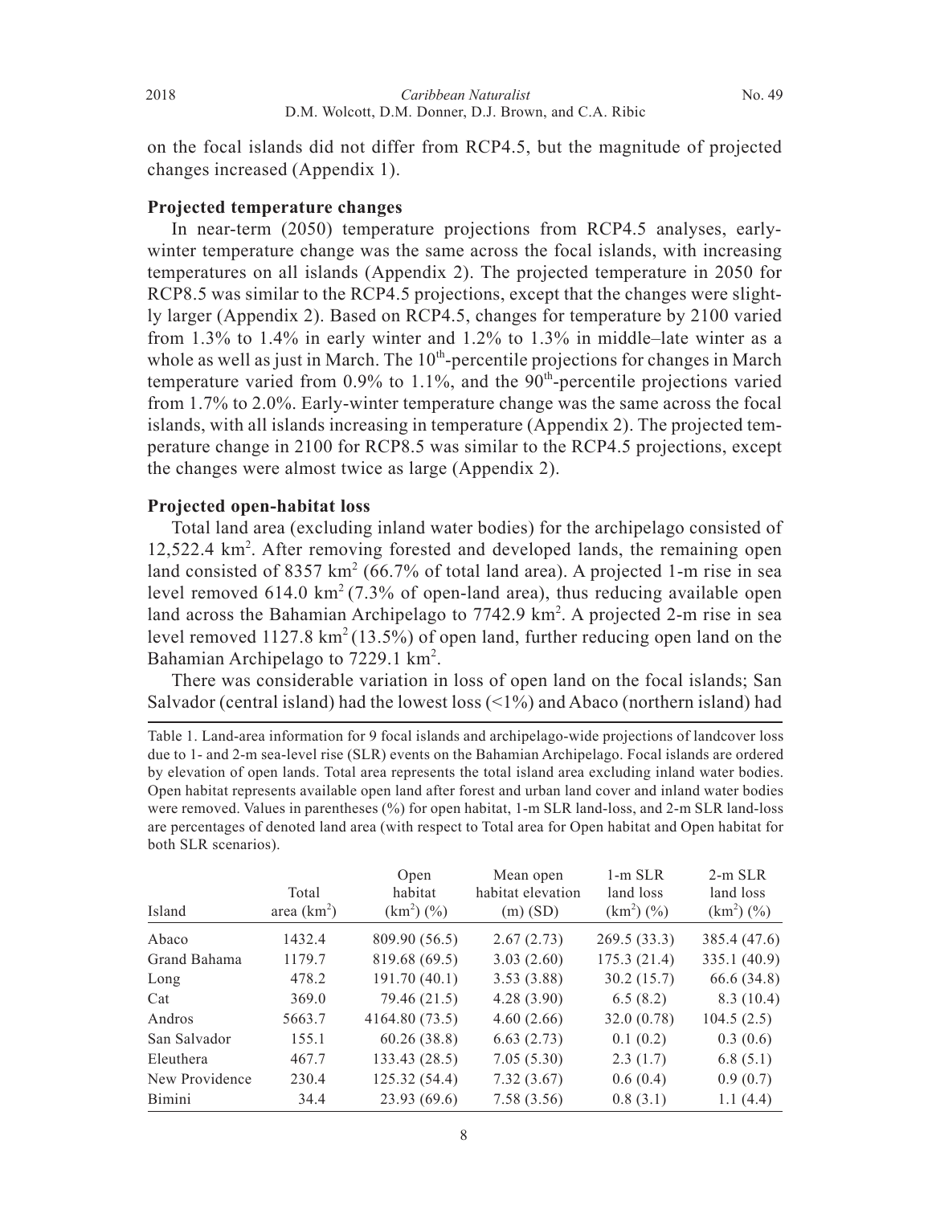on the focal islands did not differ from RCP4.5, but the magnitude of projected changes increased (Appendix 1).

### Projected temperature changes

In near-term (2050) temperature projections from RCP4.5 analyses, early-winter temperature change was the same across the focal islands, with increasing temperatures on all islands (Appendix 2). The projected temperature in 2050 for RCP8.5 was similar to the RCP4.5 projections, except that the changes were slightly larger (Appendix 2). Based on RCP4.5, changes for temperature by 2100 varied from 1.3% to 1.4% in early winter and 1.2% to 1.3% in middle–late winter as a whole as well as just in March. The 10th-percentile projections for changes in March temperature varied from 0.9% to 1.1%, and the 90th-percentile projections varied from 1.7% to 2.0%. Early-winter temperature change was the same across the focal islands, with all islands increasing in temperature (Appendix 2). The projected temperature change in 2100 for RCP8.5 was similar to the RCP4.5 projections, except the changes were almost twice as large (Appendix 2).

### Projected open-habitat loss

Total land area (excluding inland water bodies) for the archipelago consisted of 12,522.4 km$^2$. After removing forested and developed lands, the remaining open land consisted of 8357 km$^2$ (66.7% of total land area). A projected 1-m rise in sea level removed 614.0 km$^2$ (7.3% of open-land area), thus reducing available open land across the Bahamian Archipelago to 7742.9 km$^2$. A projected 2-m rise in sea level removed 1127.8 km$^2$ (13.5%) of open land, further reducing open land on the Bahamian Archipelago to 7229.1 km$^2$.

There was considerable variation in loss of open land on the focal islands; San Salvador (central island) had the lowest loss (<1%) and Abaco (northern island) had

Table 1. Land-area information for 9 focal islands and archipelago-wide projections of landcover loss due to 1- and 2-m sea-level rise (SLR) events on the Bahamian Archipelago. Focal islands are ordered by elevation of open lands. Total area represents the total island area excluding inland water bodies. Open habitat represents available open land after forest and urban land cover and inland water bodies were removed. Values in parentheses (%) for open habitat, 1-m SLR land-loss, and 2-m SLR land-loss are percentages of denoted land area (with respect to Total area for Open habitat and Open habitat for both SLR scenarios).

| Island | Total area (km$^2$) | Open habitat (km$^2$) (%) | Mean open habitat elevation (m) (SD) | 1-m SLR land loss (km$^2$) (%) | 2-m SLR land loss (km$^2$) (%) |
|---|---|---|---|---|---|
| Abaco | 1432.4 | 809.90 (56.5) | 2.67 (2.73) | 269.5 (33.3) | 385.4 (47.6) |
| Grand Bahama | 1179.7 | 819.68 (69.5) | 3.03 (2.60) | 175.3 (21.4) | 335.1 (40.9) |
| Long | 478.2 | 191.70 (40.1) | 3.53 (3.88) | 30.2 (15.7) | 66.6 (34.8) |
| Cat | 369.0 | 79.46 (21.5) | 4.28 (3.90) | 6.5 (8.2) | 8.3 (10.4) |
| Andros | 5663.7 | 4164.80 (73.5) | 4.60 (2.66) | 32.0 (0.78) | 104.5 (2.5) |
| San Salvador | 155.1 | 60.26 (38.8) | 6.63 (2.73) | 0.1 (0.2) | 0.3 (0.6) |
| Eleuthera | 467.7 | 133.43 (28.5) | 7.05 (5.30) | 2.3 (1.7) | 6.8 (5.1) |
| New Providence | 230.4 | 125.32 (54.4) | 7.32 (3.67) | 0.6 (0.4) | 0.9 (0.7) |
| Bimini | 34.4 | 23.93 (69.6) | 7.58 (3.56) | 0.8 (3.1) | 1.1 (4.4) |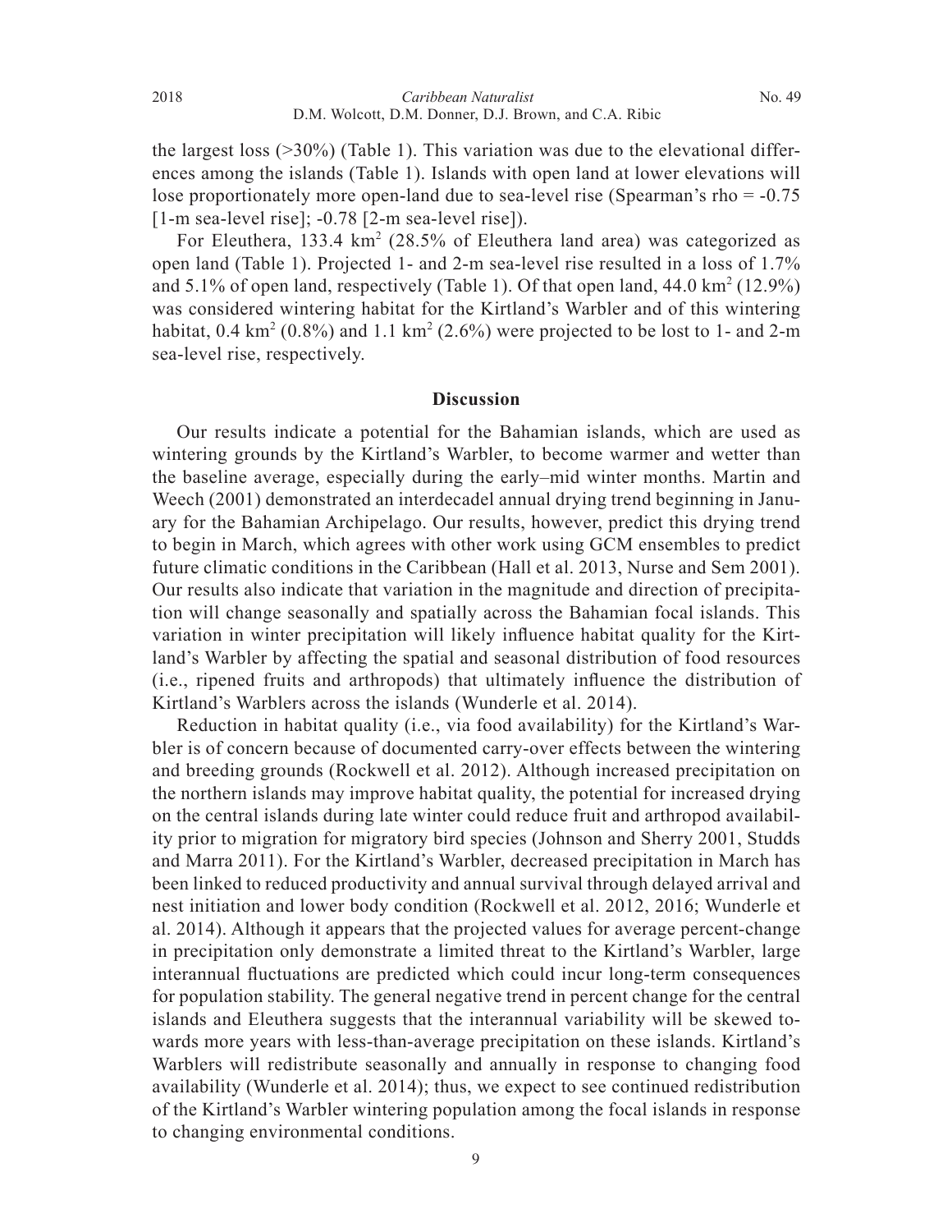the largest loss (>30%) (Table 1). This variation was due to the elevational differences among the islands (Table 1). Islands with open land at lower elevations will lose proportionately more open-land due to sea-level rise (Spearman's rho = -0.75 [1-m sea-level rise]; -0.78 [2-m sea-level rise]).

For Eleuthera, 133.4 km$^2$ (28.5% of Eleuthera land area) was categorized as open land (Table 1). Projected 1- and 2-m sea-level rise resulted in a loss of 1.7% and 5.1% of open land, respectively (Table 1). Of that open land, 44.0 km$^2$ (12.9%) was considered wintering habitat for the Kirtland's Warbler and of this wintering habitat, 0.4 km$^2$ (0.8%) and 1.1 km$^2$ (2.6%) were projected to be lost to 1- and 2-m sea-level rise, respectively.

## Discussion

Our results indicate a potential for the Bahamian islands, which are used as wintering grounds by the Kirtland's Warbler, to become warmer and wetter than the baseline average, especially during the early–mid winter months. Martin and Weech (2001) demonstrated an interdecadel annual drying trend beginning in January for the Bahamian Archipelago. Our results, however, predict this drying trend to begin in March, which agrees with other work using GCM ensembles to predict future climatic conditions in the Caribbean (Hall et al. 2013, Nurse and Sem 2001). Our results also indicate that variation in the magnitude and direction of precipitation will change seasonally and spatially across the Bahamian focal islands. This variation in winter precipitation will likely influence habitat quality for the Kirtland's Warbler by affecting the spatial and seasonal distribution of food resources (i.e., ripened fruits and arthropods) that ultimately influence the distribution of Kirtland's Warblers across the islands (Wunderle et al. 2014).

Reduction in habitat quality (i.e., via food availability) for the Kirtland's Warbler is of concern because of documented carry-over effects between the wintering and breeding grounds (Rockwell et al. 2012). Although increased precipitation on the northern islands may improve habitat quality, the potential for increased drying on the central islands during late winter could reduce fruit and arthropod availability prior to migration for migratory bird species (Johnson and Sherry 2001, Studds and Marra 2011). For the Kirtland's Warbler, decreased precipitation in March has been linked to reduced productivity and annual survival through delayed arrival and nest initiation and lower body condition (Rockwell et al. 2012, 2016; Wunderle et al. 2014). Although it appears that the projected values for average percent-change in precipitation only demonstrate a limited threat to the Kirtland's Warbler, large interannual fluctuations are predicted which could incur long-term consequences for population stability. The general negative trend in percent change for the central islands and Eleuthera suggests that the interannual variability will be skewed towards more years with less-than-average precipitation on these islands. Kirtland's Warblers will redistribute seasonally and annually in response to changing food availability (Wunderle et al. 2014); thus, we expect to see continued redistribution of the Kirtland's Warbler wintering population among the focal islands in response to changing environmental conditions.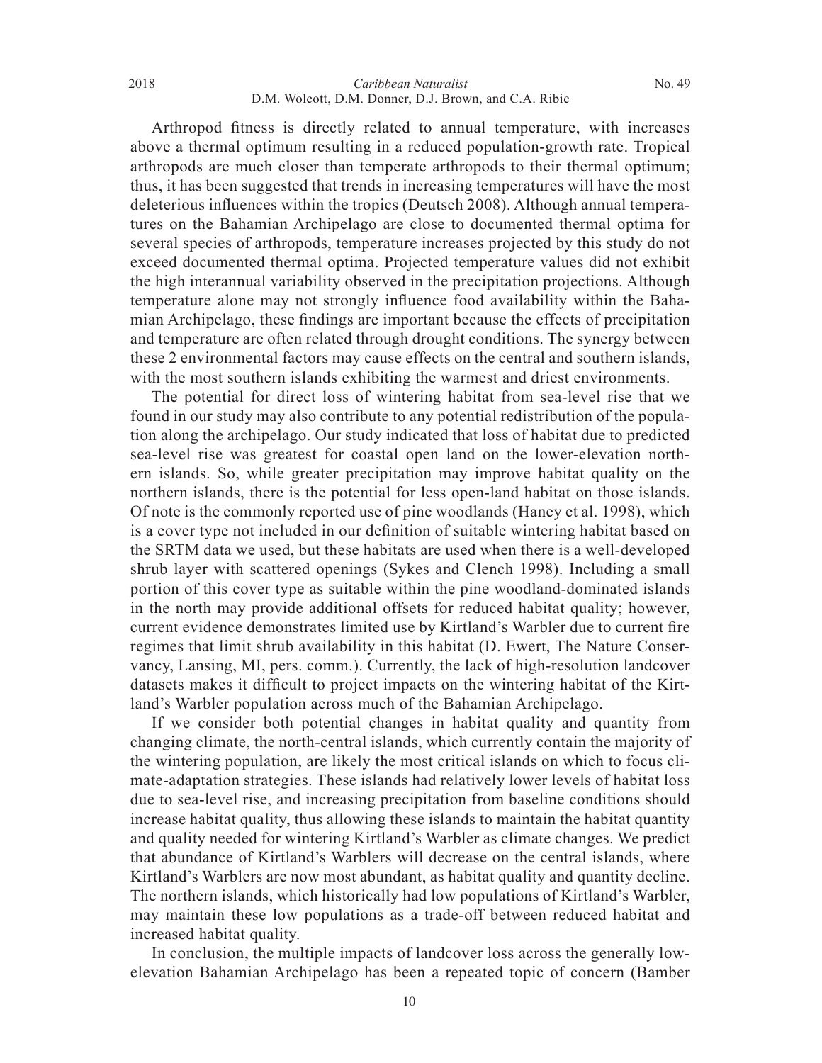Arthropod fitness is directly related to annual temperature, with increases above a thermal optimum resulting in a reduced population-growth rate. Tropical arthropods are much closer than temperate arthropods to their thermal optimum; thus, it has been suggested that trends in increasing temperatures will have the most deleterious influences within the tropics (Deutsch 2008). Although annual temperatures on the Bahamian Archipelago are close to documented thermal optima for several species of arthropods, temperature increases projected by this study do not exceed documented thermal optima. Projected temperature values did not exhibit the high interannual variability observed in the precipitation projections. Although temperature alone may not strongly influence food availability within the Bahamian Archipelago, these findings are important because the effects of precipitation and temperature are often related through drought conditions. The synergy between these 2 environmental factors may cause effects on the central and southern islands, with the most southern islands exhibiting the warmest and driest environments.

The potential for direct loss of wintering habitat from sea-level rise that we found in our study may also contribute to any potential redistribution of the population along the archipelago. Our study indicated that loss of habitat due to predicted sea-level rise was greatest for coastal open land on the lower-elevation northern islands. So, while greater precipitation may improve habitat quality on the northern islands, there is the potential for less open-land habitat on those islands. Of note is the commonly reported use of pine woodlands (Haney et al. 1998), which is a cover type not included in our definition of suitable wintering habitat based on the SRTM data we used, but these habitats are used when there is a well-developed shrub layer with scattered openings (Sykes and Clench 1998). Including a small portion of this cover type as suitable within the pine woodland-dominated islands in the north may provide additional offsets for reduced habitat quality; however, current evidence demonstrates limited use by Kirtland's Warbler due to current fire regimes that limit shrub availability in this habitat (D. Ewert, The Nature Conservancy, Lansing, MI, pers. comm.). Currently, the lack of high-resolution landcover datasets makes it difficult to project impacts on the wintering habitat of the Kirtland's Warbler population across much of the Bahamian Archipelago.

If we consider both potential changes in habitat quality and quantity from changing climate, the north-central islands, which currently contain the majority of the wintering population, are likely the most critical islands on which to focus climate-adaptation strategies. These islands had relatively lower levels of habitat loss due to sea-level rise, and increasing precipitation from baseline conditions should increase habitat quality, thus allowing these islands to maintain the habitat quantity and quality needed for wintering Kirtland's Warbler as climate changes. We predict that abundance of Kirtland's Warblers will decrease on the central islands, where Kirtland's Warblers are now most abundant, as habitat quality and quantity decline. The northern islands, which historically had low populations of Kirtland's Warbler, may maintain these low populations as a trade-off between reduced habitat and increased habitat quality.

In conclusion, the multiple impacts of landcover loss across the generally low-elevation Bahamian Archipelago has been a repeated topic of concern (Bamber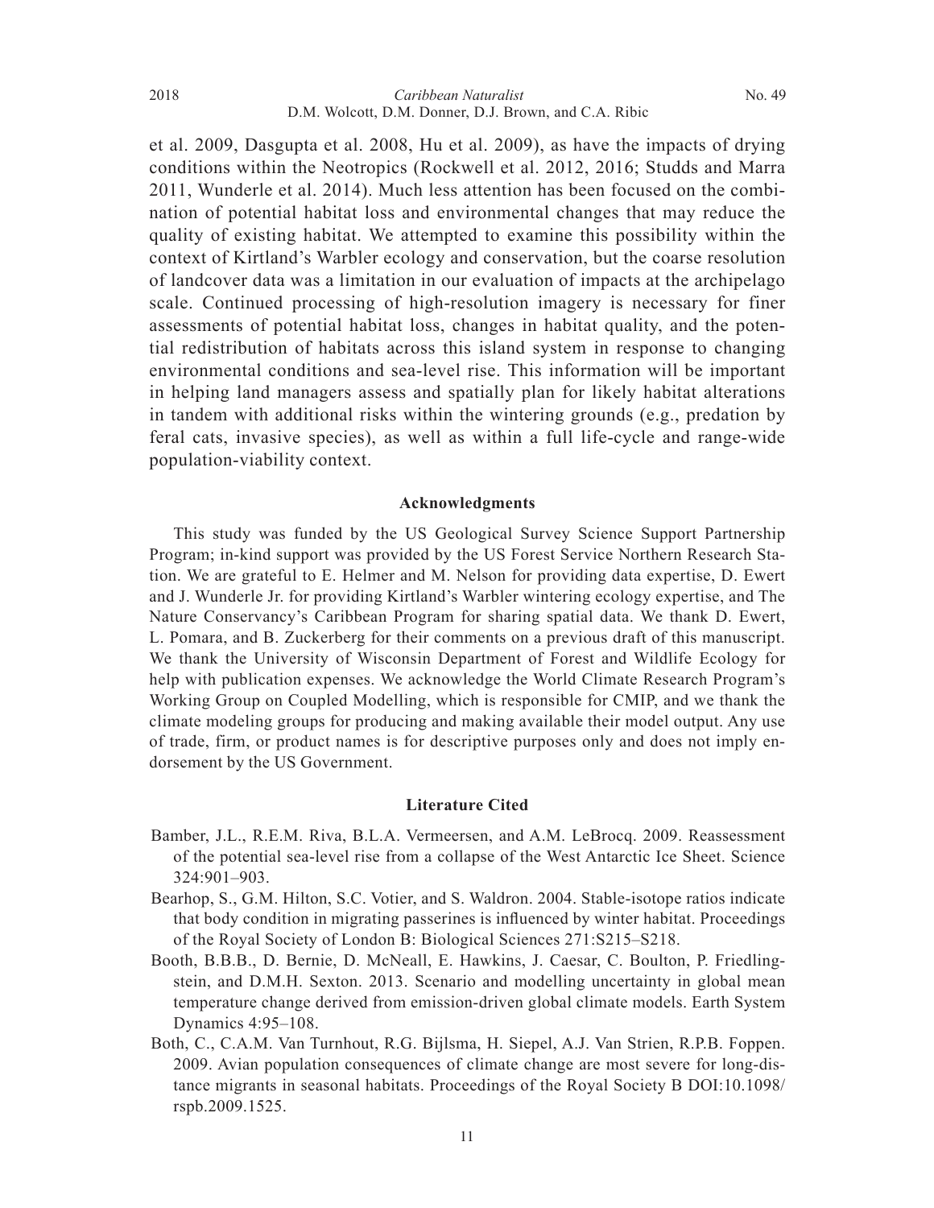et al. 2009, Dasgupta et al. 2008, Hu et al. 2009), as have the impacts of drying conditions within the Neotropics (Rockwell et al. 2012, 2016; Studds and Marra 2011, Wunderle et al. 2014). Much less attention has been focused on the combination of potential habitat loss and environmental changes that may reduce the quality of existing habitat. We attempted to examine this possibility within the context of Kirtland's Warbler ecology and conservation, but the coarse resolution of landcover data was a limitation in our evaluation of impacts at the archipelago scale. Continued processing of high-resolution imagery is necessary for finer assessments of potential habitat loss, changes in habitat quality, and the potential redistribution of habitats across this island system in response to changing environmental conditions and sea-level rise. This information will be important in helping land managers assess and spatially plan for likely habitat alterations in tandem with additional risks within the wintering grounds (e.g., predation by feral cats, invasive species), as well as within a full life-cycle and range-wide population-viability context.

## Acknowledgments

This study was funded by the US Geological Survey Science Support Partnership Program; in-kind support was provided by the US Forest Service Northern Research Station. We are grateful to E. Helmer and M. Nelson for providing data expertise, D. Ewert and J. Wunderle Jr. for providing Kirtland's Warbler wintering ecology expertise, and The Nature Conservancy's Caribbean Program for sharing spatial data. We thank D. Ewert, L. Pomara, and B. Zuckerberg for their comments on a previous draft of this manuscript. We thank the University of Wisconsin Department of Forest and Wildlife Ecology for help with publication expenses. We acknowledge the World Climate Research Program's Working Group on Coupled Modelling, which is responsible for CMIP, and we thank the climate modeling groups for producing and making available their model output. Any use of trade, firm, or product names is for descriptive purposes only and does not imply endorsement by the US Government.

## Literature Cited

Bamber, J.L., R.E.M. Riva, B.L.A. Vermeersen, and A.M. LeBrocq. 2009. Reassessment of the potential sea-level rise from a collapse of the West Antarctic Ice Sheet. Science 324:901–903.

Bearhop, S., G.M. Hilton, S.C. Votier, and S. Waldron. 2004. Stable-isotope ratios indicate that body condition in migrating passerines is influenced by winter habitat. Proceedings of the Royal Society of London B: Biological Sciences 271:S215–S218.

Booth, B.B.B., D. Bernie, D. McNeall, E. Hawkins, J. Caesar, C. Boulton, P. Friedlingstein, and D.M.H. Sexton. 2013. Scenario and modelling uncertainty in global mean temperature change derived from emission-driven global climate models. Earth System Dynamics 4:95–108.

Both, C., C.A.M. Van Turnhout, R.G. Bijlsma, H. Siepel, A.J. Van Strien, R.P.B. Foppen. 2009. Avian population consequences of climate change are most severe for long-distance migrants in seasonal habitats. Proceedings of the Royal Society B DOI:10.1098/rspb.2009.1525.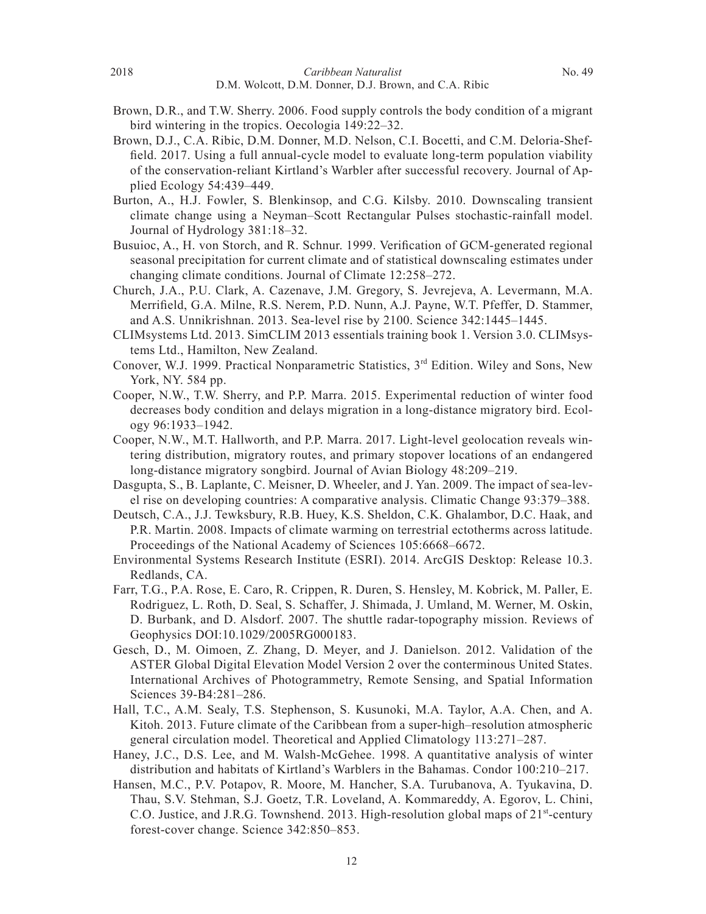Brown, D.R., and T.W. Sherry. 2006. Food supply controls the body condition of a migrant bird wintering in the tropics. Oecologia 149:22–32.

Brown, D.J., C.A. Ribic, D.M. Donner, M.D. Nelson, C.I. Bocetti, and C.M. Deloria-Sheffield. 2017. Using a full annual-cycle model to evaluate long-term population viability of the conservation-reliant Kirtland's Warbler after successful recovery. Journal of Applied Ecology 54:439–449.

Burton, A., H.J. Fowler, S. Blenkinsop, and C.G. Kilsby. 2010. Downscaling transient climate change using a Neyman–Scott Rectangular Pulses stochastic-rainfall model. Journal of Hydrology 381:18–32.

Busuioc, A., H. von Storch, and R. Schnur. 1999. Verification of GCM-generated regional seasonal precipitation for current climate and of statistical downscaling estimates under changing climate conditions. Journal of Climate 12:258–272.

Church, J.A., P.U. Clark, A. Cazenave, J.M. Gregory, S. Jevrejeva, A. Levermann, M.A. Merrifield, G.A. Milne, R.S. Nerem, P.D. Nunn, A.J. Payne, W.T. Pfeffer, D. Stammer, and A.S. Unnikrishnan. 2013. Sea-level rise by 2100. Science 342:1445–1445.

CLIMsystems Ltd. 2013. SimCLIM 2013 essentials training book 1. Version 3.0. CLIMsystems Ltd., Hamilton, New Zealand.

Conover, W.J. 1999. Practical Nonparametric Statistics, 3rd Edition. Wiley and Sons, New York, NY. 584 pp.

Cooper, N.W., T.W. Sherry, and P.P. Marra. 2015. Experimental reduction of winter food decreases body condition and delays migration in a long-distance migratory bird. Ecology 96:1933–1942.

Cooper, N.W., M.T. Hallworth, and P.P. Marra. 2017. Light-level geolocation reveals wintering distribution, migratory routes, and primary stopover locations of an endangered long-distance migratory songbird. Journal of Avian Biology 48:209–219.

Dasgupta, S., B. Laplante, C. Meisner, D. Wheeler, and J. Yan. 2009. The impact of sea-level rise on developing countries: A comparative analysis. Climatic Change 93:379–388.

Deutsch, C.A., J.J. Tewksbury, R.B. Huey, K.S. Sheldon, C.K. Ghalambor, D.C. Haak, and P.R. Martin. 2008. Impacts of climate warming on terrestrial ectotherms across latitude. Proceedings of the National Academy of Sciences 105:6668–6672.

Environmental Systems Research Institute (ESRI). 2014. ArcGIS Desktop: Release 10.3. Redlands, CA.

Farr, T.G., P.A. Rose, E. Caro, R. Crippen, R. Duren, S. Hensley, M. Kobrick, M. Paller, E. Rodriguez, L. Roth, D. Seal, S. Schaffer, J. Shimada, J. Umland, M. Werner, M. Oskin, D. Burbank, and D. Alsdorf. 2007. The shuttle radar-topography mission. Reviews of Geophysics DOI:10.1029/2005RG000183.

Gesch, D., M. Oimoen, Z. Zhang, D. Meyer, and J. Danielson. 2012. Validation of the ASTER Global Digital Elevation Model Version 2 over the conterminous United States. International Archives of Photogrammetry, Remote Sensing, and Spatial Information Sciences 39-B4:281–286.

Hall, T.C., A.M. Sealy, T.S. Stephenson, S. Kusunoki, M.A. Taylor, A.A. Chen, and A. Kitoh. 2013. Future climate of the Caribbean from a super-high–resolution atmospheric general circulation model. Theoretical and Applied Climatology 113:271–287.

Haney, J.C., D.S. Lee, and M. Walsh-McGehee. 1998. A quantitative analysis of winter distribution and habitats of Kirtland's Warblers in the Bahamas. Condor 100:210–217.

Hansen, M.C., P.V. Potapov, R. Moore, M. Hancher, S.A. Turubanova, A. Tyukavina, D. Thau, S.V. Stehman, S.J. Goetz, T.R. Loveland, A. Kommareddy, A. Egorov, L. Chini, C.O. Justice, and J.R.G. Townshend. 2013. High-resolution global maps of 21st-century forest-cover change. Science 342:850–853.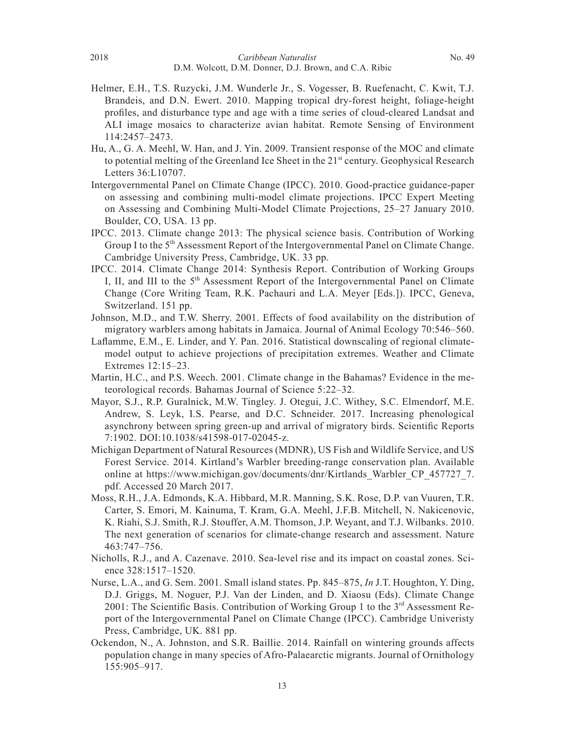Helmer, E.H., T.S. Ruzycki, J.M. Wunderle Jr., S. Vogesser, B. Ruefenacht, C. Kwit, T.J. Brandeis, and D.N. Ewert. 2010. Mapping tropical dry-forest height, foliage-height profiles, and disturbance type and age with a time series of cloud-cleared Landsat and ALI image mosaics to characterize avian habitat. Remote Sensing of Environment 114:2457–2473.

Hu, A., G. A. Meehl, W. Han, and J. Yin. 2009. Transient response of the MOC and climate to potential melting of the Greenland Ice Sheet in the 21st century. Geophysical Research Letters 36:L10707.

Intergovernmental Panel on Climate Change (IPCC). 2010. Good-practice guidance-paper on assessing and combining multi-model climate projections. IPCC Expert Meeting on Assessing and Combining Multi-Model Climate Projections, 25–27 January 2010. Boulder, CO, USA. 13 pp.

IPCC. 2013. Climate change 2013: The physical science basis. Contribution of Working Group I to the 5th Assessment Report of the Intergovernmental Panel on Climate Change. Cambridge University Press, Cambridge, UK. 33 pp.

IPCC. 2014. Climate Change 2014: Synthesis Report. Contribution of Working Groups I, II, and III to the 5th Assessment Report of the Intergovernmental Panel on Climate Change (Core Writing Team, R.K. Pachauri and L.A. Meyer [Eds.]). IPCC, Geneva, Switzerland. 151 pp.

Johnson, M.D., and T.W. Sherry. 2001. Effects of food availability on the distribution of migratory warblers among habitats in Jamaica. Journal of Animal Ecology 70:546–560.

Laflamme, E.M., E. Linder, and Y. Pan. 2016. Statistical downscaling of regional climate-model output to achieve projections of precipitation extremes. Weather and Climate Extremes 12:15–23.

Martin, H.C., and P.S. Weech. 2001. Climate change in the Bahamas? Evidence in the meteorological records. Bahamas Journal of Science 5:22–32.

Mayor, S.J., R.P. Guralnick, M.W. Tingley. J. Otegui, J.C. Withey, S.C. Elmendorf, M.E. Andrew, S. Leyk, I.S. Pearse, and D.C. Schneider. 2017. Increasing phenological asynchrony between spring green-up and arrival of migratory birds. Scientific Reports 7:1902. DOI:10.1038/s41598-017-02045-z.

Michigan Department of Natural Resources (MDNR), US Fish and Wildlife Service, and US Forest Service. 2014. Kirtland's Warbler breeding-range conservation plan. Available online at https://www.michigan.gov/documents/dnr/Kirtlands_Warbler_CP_457727_7.pdf. Accessed 20 March 2017.

Moss, R.H., J.A. Edmonds, K.A. Hibbard, M.R. Manning, S.K. Rose, D.P. van Vuuren, T.R. Carter, S. Emori, M. Kainuma, T. Kram, G.A. Meehl, J.F.B. Mitchell, N. Nakicenovic, K. Riahi, S.J. Smith, R.J. Stouffer, A.M. Thomson, J.P. Weyant, and T.J. Wilbanks. 2010. The next generation of scenarios for climate-change research and assessment. Nature 463:747–756.

Nicholls, R.J., and A. Cazenave. 2010. Sea-level rise and its impact on coastal zones. Science 328:1517–1520.

Nurse, L.A., and G. Sem. 2001. Small island states. Pp. 845–875, *In* J.T. Houghton, Y. Ding, D.J. Griggs, M. Noguer, P.J. Van der Linden, and D. Xiaosu (Eds). Climate Change 2001: The Scientific Basis. Contribution of Working Group 1 to the 3rd Assessment Report of the Intergovernmental Panel on Climate Change (IPCC). Cambridge Univeristy Press, Cambridge, UK. 881 pp.

Ockendon, N., A. Johnston, and S.R. Baillie. 2014. Rainfall on wintering grounds affects population change in many species of Afro-Palaearctic migrants. Journal of Ornithology 155:905–917.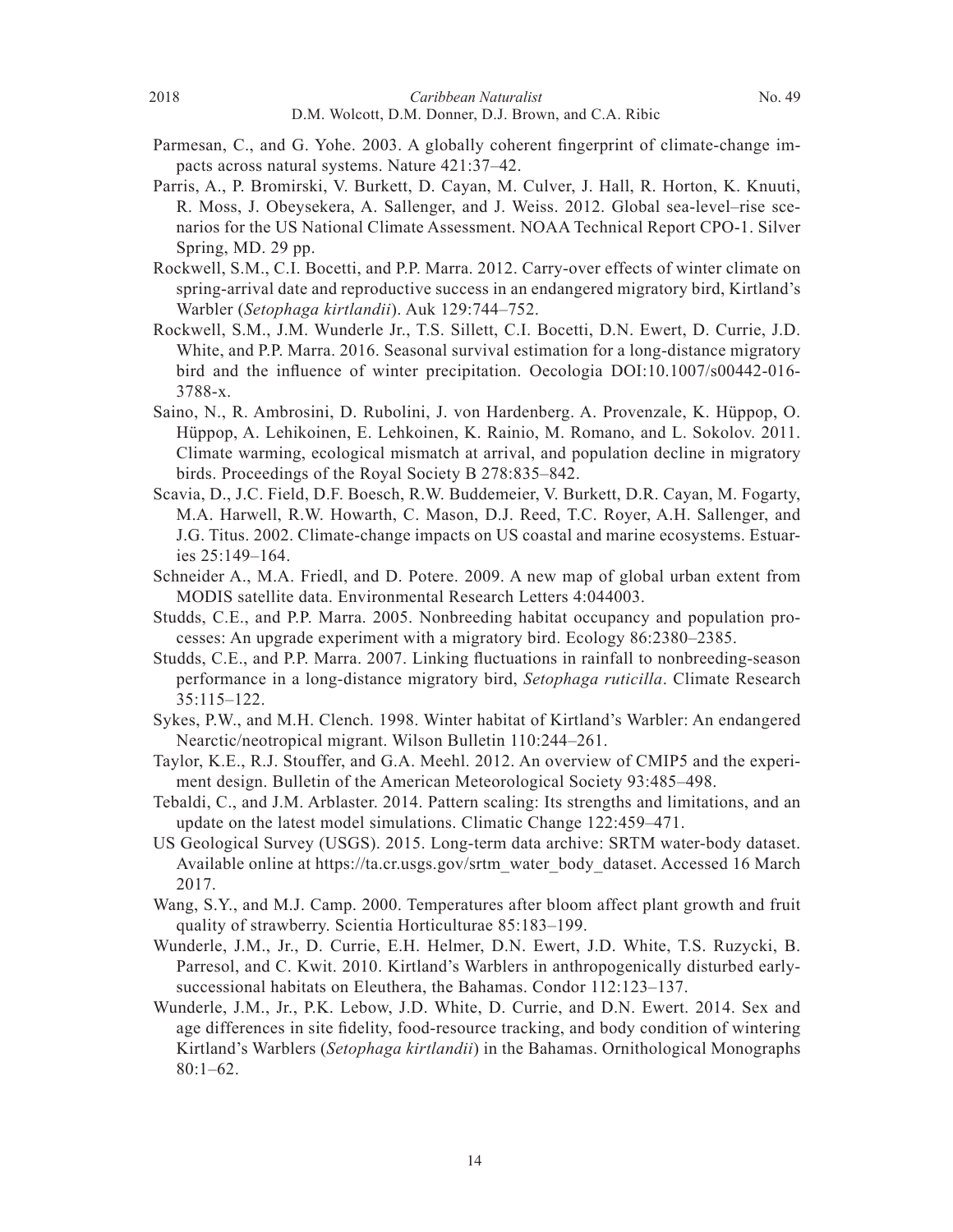Parmesan, C., and G. Yohe. 2003. A globally coherent fingerprint of climate-change impacts across natural systems. Nature 421:37–42.

Parris, A., P. Bromirski, V. Burkett, D. Cayan, M. Culver, J. Hall, R. Horton, K. Knuuti, R. Moss, J. Obeysekera, A. Sallenger, and J. Weiss. 2012. Global sea-level–rise scenarios for the US National Climate Assessment. NOAA Technical Report CPO-1. Silver Spring, MD. 29 pp.

Rockwell, S.M., C.I. Bocetti, and P.P. Marra. 2012. Carry-over effects of winter climate on spring-arrival date and reproductive success in an endangered migratory bird, Kirtland's Warbler (*Setophaga kirtlandii*). Auk 129:744–752.

Rockwell, S.M., J.M. Wunderle Jr., T.S. Sillett, C.I. Bocetti, D.N. Ewert, D. Currie, J.D. White, and P.P. Marra. 2016. Seasonal survival estimation for a long-distance migratory bird and the influence of winter precipitation. Oecologia DOI:10.1007/s00442-016-3788-x.

Saino, N., R. Ambrosini, D. Rubolini, J. von Hardenberg. A. Provenzale, K. Hüppop, O. Hüppop, A. Lehikoinen, E. Lehkoinen, K. Rainio, M. Romano, and L. Sokolov. 2011. Climate warming, ecological mismatch at arrival, and population decline in migratory birds. Proceedings of the Royal Society B 278:835–842.

Scavia, D., J.C. Field, D.F. Boesch, R.W. Buddemeier, V. Burkett, D.R. Cayan, M. Fogarty, M.A. Harwell, R.W. Howarth, C. Mason, D.J. Reed, T.C. Royer, A.H. Sallenger, and J.G. Titus. 2002. Climate-change impacts on US coastal and marine ecosystems. Estuaries 25:149–164.

Schneider A., M.A. Friedl, and D. Potere. 2009. A new map of global urban extent from MODIS satellite data. Environmental Research Letters 4:044003.

Studds, C.E., and P.P. Marra. 2005. Nonbreeding habitat occupancy and population processes: An upgrade experiment with a migratory bird. Ecology 86:2380–2385.

Studds, C.E., and P.P. Marra. 2007. Linking fluctuations in rainfall to nonbreeding-season performance in a long-distance migratory bird, *Setophaga ruticilla*. Climate Research 35:115–122.

Sykes, P.W., and M.H. Clench. 1998. Winter habitat of Kirtland's Warbler: An endangered Nearctic/neotropical migrant. Wilson Bulletin 110:244–261.

Taylor, K.E., R.J. Stouffer, and G.A. Meehl. 2012. An overview of CMIP5 and the experiment design. Bulletin of the American Meteorological Society 93:485–498.

Tebaldi, C., and J.M. Arblaster. 2014. Pattern scaling: Its strengths and limitations, and an update on the latest model simulations. Climatic Change 122:459–471.

US Geological Survey (USGS). 2015. Long-term data archive: SRTM water-body dataset. Available online at https://ta.cr.usgs.gov/srtm_water_body_dataset. Accessed 16 March 2017.

Wang, S.Y., and M.J. Camp. 2000. Temperatures after bloom affect plant growth and fruit quality of strawberry. Scientia Horticulturae 85:183–199.

Wunderle, J.M., Jr., D. Currie, E.H. Helmer, D.N. Ewert, J.D. White, T.S. Ruzycki, B. Parresol, and C. Kwit. 2010. Kirtland's Warblers in anthropogenically disturbed early-successional habitats on Eleuthera, the Bahamas. Condor 112:123–137.

Wunderle, J.M., Jr., P.K. Lebow, J.D. White, D. Currie, and D.N. Ewert. 2014. Sex and age differences in site fidelity, food-resource tracking, and body condition of wintering Kirtland's Warblers (*Setophaga kirtlandii*) in the Bahamas. Ornithological Monographs 80:1–62.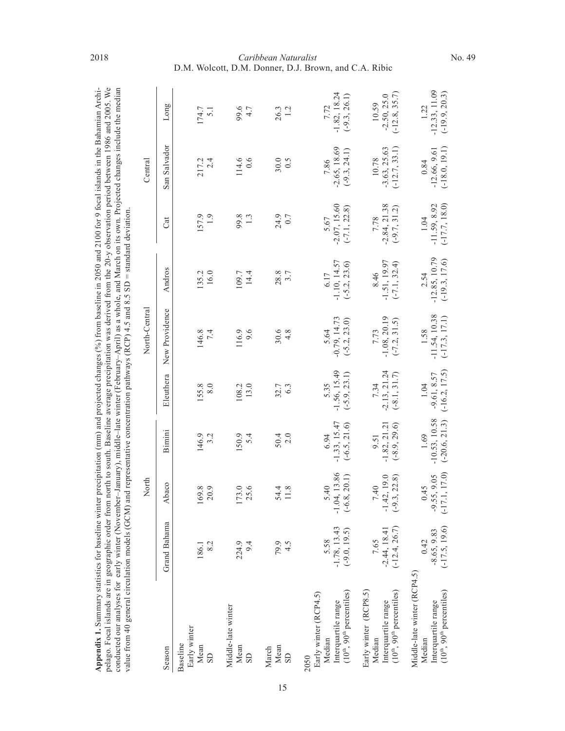**Appendix 1.** Summary statistics for baseline winter precipitation (mm) and projected changes (%) from baseline in 2050 and 2100 for 9 focal islands in the Bahamian Archipelago. Focal islands are in geographic order from north to south. Baseline average precipitation was derived from the 20-y observation period between 1986 and 2005. We conducted our analyses for early winter (November–January), middle–late winter (February–April) as a whole, and March on its own. Projected changes include the median value from 40 general circulation models (GCM) and representative concentration pathways (RCP) 4.5 and 8.5 SD = standard deviation.

| | North | | | North-Central | | | Central | | |
|---|---|---|---|---|---|---|---|---|---|
| Season | Grand Bahama | Abaco | Bimini | Eleuthera | New Providence | Andros | Cat | San Salvador | Long |
| **Baseline** | | | | | | | | | |
| Early winter | | | | | | | | | |
| Mean | 186.1 | 169.8 | 146.9 | 155.8 | 146.8 | 135.2 | 157.9 | 217.2 | 174.7 |
| SD | 8.2 | 20.9 | 3.2 | 8.0 | 7.4 | 16.0 | 1.9 | 2.4 | 5.1 |
| Middle-late winter | | | | | | | | | |
| Mean | 224.9 | 173.0 | 150.9 | 108.2 | 116.9 | 109.7 | 99.8 | 114.6 | 99.6 |
| SD | 9.4 | 25.6 | 5.4 | 13.0 | 9.6 | 14.4 | 1.3 | 0.6 | 4.7 |
| March | | | | | | | | | |
| Mean | 79.9 | 54.4 | 50.4 | 32.7 | 30.6 | 28.8 | 24.9 | 30.0 | 26.3 |
| SD | 4.5 | 11.8 | 2.0 | 6.3 | 4.8 | 3.7 | 0.7 | 0.5 | 1.2 |
| **2050** | | | | | | | | | |
| Early winter (RCP4.5) | | | | | | | | | |
| Median | 5.58 | 5.40 | 6.94 | 5.35 | 5.64 | 6.17 | 5.67 | 7.86 | 7.72 |
| Interquartile range | -1.78, 13.43 | -1.04, 13.86 | -1.33, 15.47 | -1.56, 15.49 | -0.79, 14.73 | -1.10, 14.57 | -2.07, 15.60 | -2.65, 18.69 | -1.82, 18.24 |
| (10th, 90th percentiles) | (-9.0, 19.5) | (-6.8, 20.1) | (-6.5, 21.6) | (-5.9, 23.1) | (-5.2, 23.0) | (-5.2, 23.6) | (-7.1, 22.8) | (-9.3, 24.1) | (-9.3, 26.1) |
| Early winter (RCP8.5) | | | | | | | | | |
| Median | 7.65 | 7.40 | 9.51 | 7.34 | 7.73 | 8.46 | 7.78 | 10.78 | 10.59 |
| Interquartile range | -2.44, 18.41 | -1.42, 19.0 | -1.82, 21.21 | -2.13, 21.24 | -1.08, 20.19 | -1.51, 19.97 | -2.84, 21.38 | -3.63, 25.63 | -2.50, 25.0 |
| (10th, 90th percentiles) | (-12.4, 26.7) | (-9.3, 22.8) | (-8.9, 29.6) | (-8.1, 31.7) | (-7.2, 31.5) | (-7.1, 32.4) | (-9.7, 31.2) | (-12.7, 33.1) | (-12.8, 35.7) |
| Middle-late winter (RCP4.5) | | | | | | | | | |
| Median | 0.42 | 0.45 | 1.69 | 1.04 | 1.58 | 2.54 | 1.04 | 0.84 | 1.22 |
| Interquartile range | -8.65, 9.83 | -9.55, 9.05 | -10.53, 10.58 | -9.61, 8.57 | -11.54, 10.38 | -12.85, 10.79 | -11.59, 8.92 | -12.66, 9.61 | -12.33, 11.09 |
| (10th, 90th percentiles) | (-17.5, 19.6) | (-17.1, 17.0) | (-20.6, 21.3) | (-16.2, 17.5) | (-17.3, 17.1) | (-19.3, 17.6) | (-17.7, 18.0) | (-18.0, 19.1) | (-19.9, 20.3) |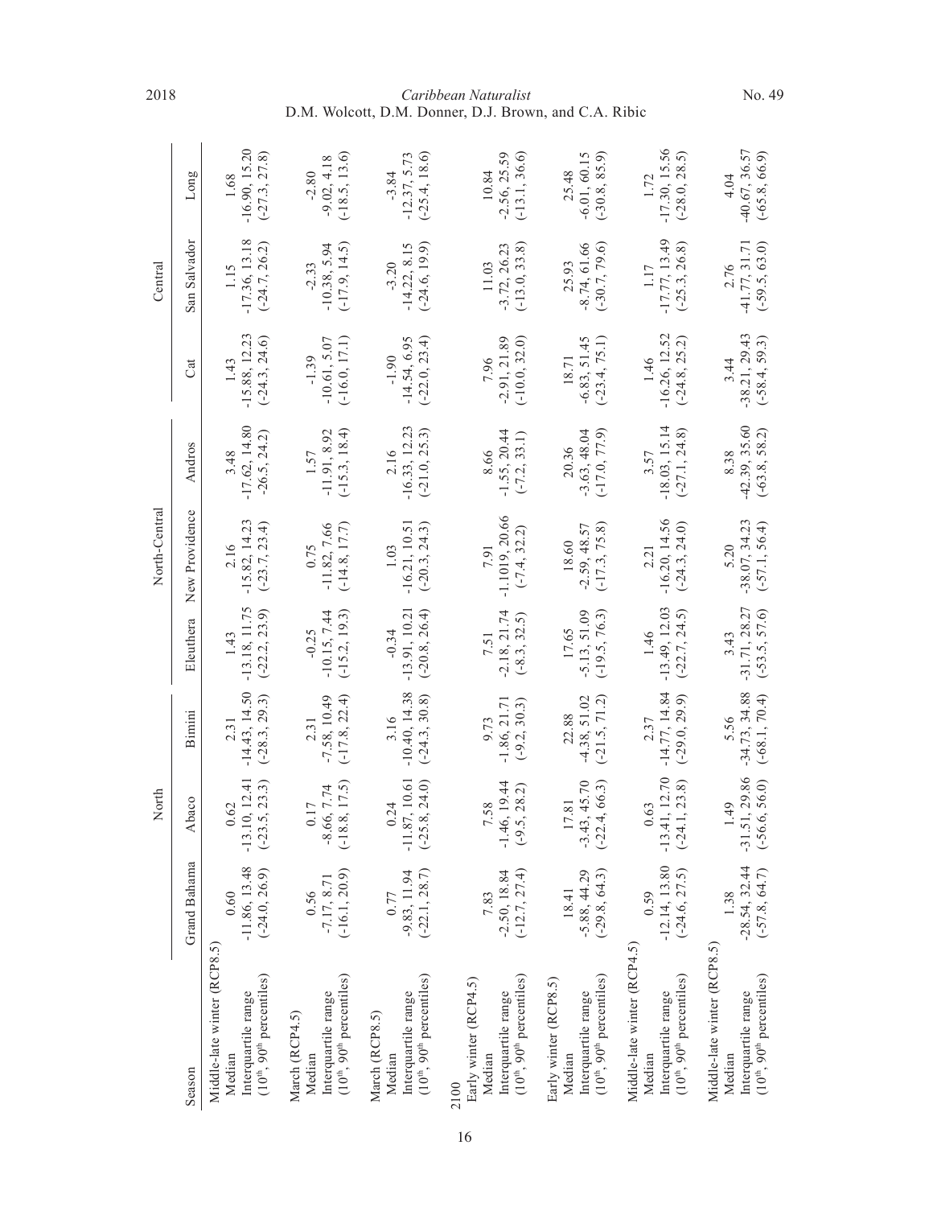| Season | North | | | North-Central | | | Central | | |
|---|---|---|---|---|---|---|---|---|---|
| | Grand Bahama | Abaco | Bimini | Eleuthera | New Providence | Andros | Cat | San Salvador | Long |
| Middle-late winter (RCP8.5) | | | | | | | | | |
| Median | 0.60 | 0.62 | 2.31 | 1.43 | 2.16 | 3.48 | 1.43 | 1.15 | 1.68 |
| Interquartile range | -11.86, 13.48 | -13.10, 12.41 | -14.43, 14.50 | -13.18, 11.75 | -15.82, 14.23 | -17.62, 14.80 | -15.88, 12.23 | -17.36, 13.18 | -16.90, 15.20 |
| (10th, 90th percentiles) | (-24.0, 26.9) | (-23.5, 23.3) | (-28.3, 29.3) | (-22.2, 23.9) | (-23.7, 23.4) | -26.5, 24.2) | (-24.3, 24.6) | (-24.7, 26.2) | (-27.3, 27.8) |
| March (RCP4.5) | | | | | | | | | |
| Median | 0.56 | 0.17 | 2.31 | -0.25 | 0.75 | 1.57 | -1.39 | -2.33 | -2.80 |
| Interquartile range | -7.17, 8.71 | -8.66, 7.74 | -7.58, 10.49 | -10.15, 7.44 | -11.82, 7.66 | -11.91, 8.92 | -10.61, 5.07 | -10.38, 5.94 | -9.02, 4.18 |
| (10th, 90th percentiles) | (-16.1, 20.9) | (-18.8, 17.5) | (-17.8, 22.4) | (-15.2, 19.3) | (-14.8, 17.7) | (-15.3, 18.4) | (-16.0, 17.1) | (-17.9, 14.5) | (-18.5, 13.6) |
| March (RCP8.5) | | | | | | | | | |
| Median | 0.77 | 0.24 | 3.16 | -0.34 | 1.03 | 2.16 | -1.90 | -3.20 | -3.84 |
| Interquartile range | -9.83, 11.94 | -11.87, 10.61 | -10.40, 14.38 | -13.91, 10.21 | -16.21, 10.51 | -16.33, 12.23 | -14.54, 6.95 | -14.22, 8.15 | -12.37, 5.73 |
| (10th, 90th percentiles) | (-22.1, 28.7) | (-25.8, 24.0) | (-24.3, 30.8) | (-20.8, 26.4) | (-20.3, 24.3) | (-21.0, 25.3) | (-22.0, 23.4) | (-24.6, 19.9) | (-25.4, 18.6) |
| 2100 | | | | | | | | | |
| Early winter (RCP4.5) | | | | | | | | | |
| Median | 7.83 | 7.58 | 9.73 | 7.51 | 7.91 | 8.66 | 7.96 | 11.03 | 10.84 |
| Interquartile range | -2.50, 18.84 | -1.46, 19.44 | -1.86, 21.71 | -2.18, 21.74 | -1.1019, 20.66 | -1.55, 20.44 | -2.91, 21.89 | -3.72, 26.23 | -2.56, 25.59 |
| (10th, 90th percentiles) | (-12.7, 27.4) | (-9.5, 28.2) | (-9.2, 30.3) | (-8.3, 32.5) | (-7.4, 32.2) | (-7.2, 33.1) | (-10.0, 32.0) | (-13.0, 33.8) | (-13.1, 36.6) |
| Early winter (RCP8.5) | | | | | | | | | |
| Median | 18.41 | 17.81 | 22.88 | 17.65 | 18.60 | 20.36 | 18.71 | 25.93 | 25.48 |
| Interquartile range | -5.88, 44.29 | -3.43, 45.70 | -4.38, 51.02 | -5.13, 51.09 | -2.59, 48.57 | -3.63, 48.04 | -6.83, 51.45 | -8.74, 61.66 | -6.01, 60.15 |
| (10th, 90th percentiles) | (-29.8, 64.3) | (-22.4, 66.3) | (-21.5, 71.2) | (-19.5, 76.3) | (-17.3, 75.8) | (-17.0, 77.9) | (-23.4, 75.1) | (-30.7, 79.6) | (-30.8, 85.9) |
| Middle-late winter (RCP4.5) | | | | | | | | | |
| Median | 0.59 | 0.63 | 2.37 | 1.46 | 2.21 | 3.57 | 1.46 | 1.17 | 1.72 |
| Interquartile range | -12.14, 13.80 | -13.41, 12.70 | -14.77, 14.84 | -13.49, 12.03 | -16.20, 14.56 | -18.03, 15.14 | -16.26, 12.52 | -17.77, 13.49 | -17.30, 15.56 |
| (10th, 90th percentiles) | (-24.6, 27.5) | (-24.1, 23.8) | (-29.0, 29.9) | (-22.7, 24.5) | (-24.3, 24.0) | (-27.1, 24.8) | (-24.8, 25.2) | (-25.3, 26.8) | (-28.0, 28.5) |
| Middle-late winter (RCP8.5) | | | | | | | | | |
| Median | 1.38 | 1.49 | 5.56 | 3.43 | 5.20 | 8.38 | 3.44 | 2.76 | 4.04 |
| Interquartile range | -28.54, 32.44 | -31.51, 29.86 | -34.73, 34.88 | -31.71, 28.27 | -38.07, 34.23 | -42.39, 35.60 | -38.21, 29.43 | -41.77, 31.71 | -40.67, 36.57 |
| (10th, 90th percentiles) | (-57.8, 64.7) | (-56.6, 56.0) | (-68.1, 70.4) | (-53.5, 57.6) | (-57.1, 56.4) | (-63.8, 58.2) | (-58.4, 59.3) | (-59.5, 63.0) | (-65.8, 66.9) |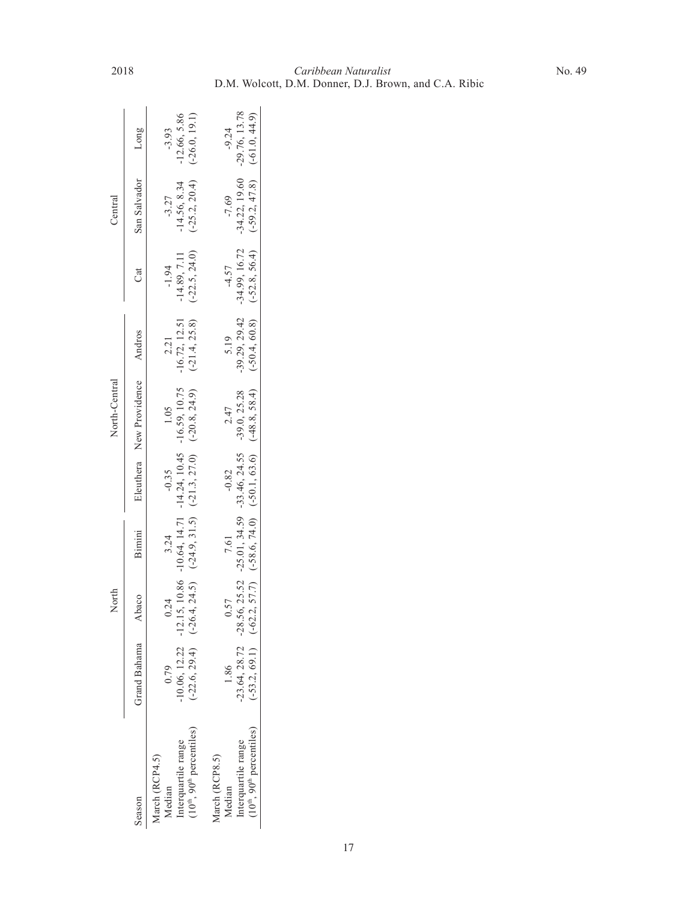| Season | North | | | North-Central | | | Central | | |
|---|---|---|---|---|---|---|---|---|---|
| | Grand Bahama | Abaco | Bimini | Eleuthera | New Providence | Andros | Cat | San Salvador | Long |
| March (RCP4.5) | | | | | | | | | |
| Median | 0.79 | 0.24 | 3.24 | -0.35 | 1.05 | 2.21 | -1.94 | -3.27 | -3.93 |
| Interquartile range | -10.06, 12.22 | -12.15, 10.86 | -10.64, 14.71 | -14.24, 10.45 | -16.59, 10.75 | -16.72, 12.51 | -14.89, 7.11 | -14.56, 8.34 | -12.66, 5.86 |
| ($10^{th}$, $90^{th}$ percentiles) | (-22.6, 29.4) | (-26.4, 24.5) | (-24.9, 31.5) | (-21.3, 27.0) | (-20.8, 24.9) | (-21.4, 25.8) | (-22.5, 24.0) | (-25.2, 20.4) | (-26.0, 19.1) |
| March (RCP8.5) | | | | | | | | | |
| Median | 1.86 | 0.57 | 7.61 | -0.82 | 2.47 | 5.19 | -4.57 | -7.69 | -9.24 |
| Interquartile range | -23.64, 28.72 | -28.56, 25.52 | -25.01, 34.59 | -33.46, 24.55 | -39.0, 25.28 | -39.29, 29.42 | -34.99, 16.72 | -34.22, 19.60 | -29.76, 13.78 |
| ($10^{th}$, $90^{th}$ percentiles) | (-53.2, 69.1) | (-62.2, 57.7) | (-58.6, 74.0) | (-50.1, 63.6) | (-48.8, 58.4) | (-50.4, 60.8) | (-52.8, 56.4) | (-59.2, 47.8) | (-61.0, 44.9) |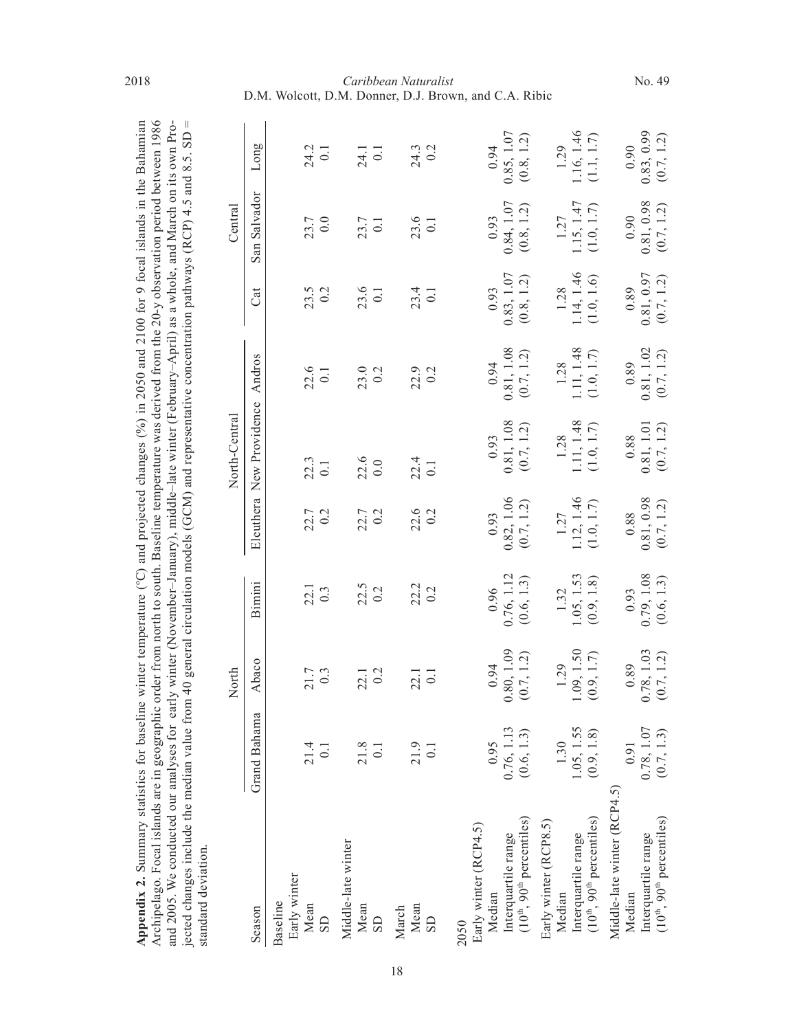**Appendix 2.** Summary statistics for baseline winter temperature (°C) and projected changes (%) in 2050 and 2100 for 9 focal islands in the Bahamian Archipelago. Focal islands are in geographic order from north to south. Baseline temperature was derived from the 20-y observation period between 1986 and 2005. We conducted our analyses for early winter (November–January), middle–late winter (February–April) as a whole, and March on its own Projected changes include the median value from 40 general circulation models (GCM) and representative concentration pathways (RCP) 4.5 and 8.5. SD = standard deviation.

| | North | | | North-Central | | | Central | | |
|---|---|---|---|---|---|---|---|---|---|
| Season | Grand Bahama | Abaco | Bimini | Eleuthera | New Providence | Andros | Cat | San Salvador | Long |
| Baseline | | | | | | | | | |
| Early winter | | | | | | | | | |
| Mean | 21.4 | 21.7 | 22.1 | 22.7 | 22.3 | 22.6 | 23.5 | 23.7 | 24.2 |
| SD | 0.1 | 0.3 | 0.3 | 0.2 | 0.1 | 0.1 | 0.2 | 0.0 | 0.1 |
| Middle-late winter | | | | | | | | | |
| Mean | 21.8 | 22.1 | 22.5 | 22.7 | 22.6 | 23.0 | 23.6 | 23.7 | 24.1 |
| SD | 0.1 | 0.2 | 0.2 | 0.2 | 0.0 | 0.2 | 0.1 | 0.1 | 0.1 |
| March | | | | | | | | | |
| Mean | 21.9 | 22.1 | 22.2 | 22.6 | 22.4 | 22.9 | 23.4 | 23.6 | 24.3 |
| SD | 0.1 | 0.1 | 0.2 | 0.2 | 0.1 | 0.2 | 0.1 | 0.1 | 0.2 |
| 2050 | | | | | | | | | |
| Early winter (RCP4.5) | | | | | | | | | |
| Median | 0.95 | 0.94 | 0.96 | 0.93 | 0.93 | 0.94 | 0.93 | 0.93 | 0.94 |
| Interquartile range | 0.76, 1.13 | 0.80, 1.09 | 0.76, 1.12 | 0.82, 1.06 | 0.81, 1.08 | 0.81, 1.08 | 0.83, 1.07 | 0.84, 1.07 | 0.85, 1.07 |
| ($10^{th}$, $90^{th}$ percentiles) | (0.6, 1.3) | (0.7, 1.2) | (0.6, 1.3) | (0.7, 1.2) | (0.7, 1.2) | (0.7, 1.2) | (0.8, 1.2) | (0.8, 1.2) | (0.8, 1.2) |
| Early winter (RCP8.5) | | | | | | | | | |
| Median | 1.30 | 1.29 | 1.32 | 1.27 | 1.28 | 1.28 | 1.28 | 1.27 | 1.29 |
| Interquartile range | 1.05, 1.55 | 1.09, 1.50 | 1.05, 1.53 | 1.12, 1.46 | 1.11, 1.48 | 1.11, 1.48 | 1.14, 1.46 | 1.15, 1.47 | 1.16, 1.46 |
| ($10^{th}$, $90^{th}$ percentiles) | (0.9, 1.8) | (0.9, 1.7) | (0.9, 1.8) | (1.0, 1.7) | (1.0, 1.7) | (1.0, 1.7) | (1.0, 1.6) | (1.0, 1.7) | (1.1, 1.7) |
| Middle-late winter (RCP4.5) | | | | | | | | | |
| Median | 0.91 | 0.89 | 0.93 | 0.88 | 0.88 | 0.89 | 0.89 | 0.90 | 0.90 |
| Interquartile range | 0.78, 1.07 | 0.78, 1.03 | 0.79, 1.08 | 0.81, 0.98 | 0.81, 1.01 | 0.81, 1.02 | 0.81, 0.97 | 0.81, 0.98 | 0.83, 0.99 |
| ($10^{th}$, $90^{th}$ percentiles) | (0.7, 1.3) | (0.7, 1.2) | (0.6, 1.3) | (0.7, 1.2) | (0.7, 1.2) | (0.7, 1.2) | (0.7, 1.2) | (0.7, 1.2) | (0.7, 1.2) |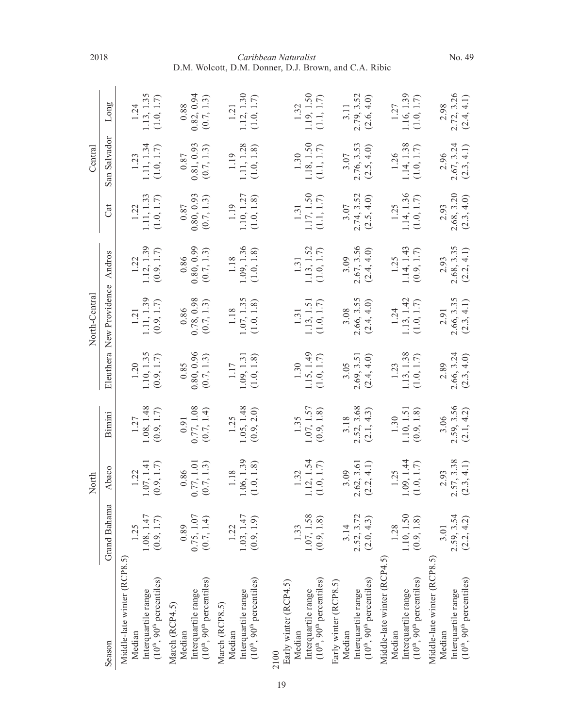| Season | North | | | North-Central | | | Central | | |
|---|---|---|---|---|---|---|---|---|---|
| | Grand Bahama | Abaco | Bimini | Eleuthera | New Providence | Andros | Cat | San Salvador | Long |
| Middle-late winter (RCP8.5) | | | | | | | | | |
| Median | 1.25 | 1.22 | 1.27 | 1.20 | 1.21 | 1.22 | 1.22 | 1.23 | 1.24 |
| Interquartile range | 1.08, 1.47 | 1.07, 1.41 | 1.08, 1.48 | 1.10, 1.35 | 1.11, 1.39 | 1.12, 1.39 | 1.11, 1.33 | 1.11, 1.34 | 1.13, 1.35 |
| ($10^{th}$, $90^{th}$ percentiles) | (0.9, 1.7) | (0.9, 1.7) | (0.9, 1.7) | (0.9, 1.7) | (0.9, 1.7) | (0.9, 1.7) | (1.0, 1.7) | (1.0, 1.7) | (1.0, 1.7) |
| March (RCP4.5) | | | | | | | | | |
| Median | 0.89 | 0.86 | 0.91 | 0.85 | 0.86 | 0.86 | 0.87 | 0.87 | 0.88 |
| Interquartile range | 0.75, 1.07 | 0.77, 1.01 | 0.77, 1.08 | 0.80, 0.96 | 0.78, 0.98 | 0.80, 0.99 | 0.80, 0.93 | 0.81, 0.93 | 0.82, 0.94 |
| ($10^{th}$, $90^{th}$ percentiles) | (0.7, 1.4) | (0.7, 1.3) | (0.7, 1.4) | (0.7, 1.3) | (0.7, 1.3) | (0.7, 1.3) | (0.7, 1.3) | (0.7, 1.3) | (0.7, 1.3) |
| March (RCP8.5) | | | | | | | | | |
| Median | 1.22 | 1.18 | 1.25 | 1.17 | 1.18 | 1.18 | 1.19 | 1.19 | 1.21 |
| Interquartile range | 1.03, 1.47 | 1.06, 1.39 | 1.05, 1.48 | 1.09, 1.31 | 1.07, 1.35 | 1.09, 1.36 | 1.10, 1.27 | 1.11, 1.28 | 1.12, 1.30 |
| ($10^{th}$, $90^{th}$ percentiles) | (0.9, 1.9) | (1.0, 1.8) | (0.9, 2.0) | (1.0, 1.8) | (1.0, 1.8) | (1.0, 1.8) | (1.0, 1.8) | (1.0, 1.8) | (1.0, 1.7) |
| 2100 | | | | | | | | | |
| Early winter (RCP4.5) | | | | | | | | | |
| Median | 1.33 | 1.32 | 1.35 | 1.30 | 1.31 | 1.31 | 1.31 | 1.30 | 1.32 |
| Interquartile range | 1.07, 1.58 | 1.12, 1.54 | 1.07, 1.57 | 1.15, 1.49 | 1.13, 1.51 | 1.13, 1.52 | 1.17, 1.50 | 1.18, 1.50 | 1.19, 1.50 |
| ($10^{th}$, $90^{th}$ percentiles) | (0.9, 1.8) | (1.0, 1.7) | (0.9, 1.8) | (1.0, 1.7) | (1.0, 1.7) | (1.0, 1.7) | (1.1, 1.7) | (1.1, 1.7) | (1.1, 1.7) |
| Early winter (RCP8.5) | | | | | | | | | |
| Median | 3.14 | 3.09 | 3.18 | 3.05 | 3.08 | 3.09 | 3.07 | 3.07 | 3.11 |
| Interquartile range | 2.52, 3.72 | 2.62, 3.61 | 2.52, 3.68 | 2.69, 3.51 | 2.66, 3.55 | 2.67, 3.56 | 2.74, 3.52 | 2.76, 3.53 | 2.79, 3.52 |
| ($10^{th}$, $90^{th}$ percentiles) | (2.0, 4.3) | (2.2, 4.1) | (2.1, 4.3) | (2.4, 4.0) | (2.4, 4.0) | (2.4, 4.0) | (2.5, 4.0) | (2.5, 4.0) | (2.6, 4.0) |
| Middle-late winter (RCP4.5) | | | | | | | | | |
| Median | 1.28 | 1.25 | 1.30 | 1.23 | 1.24 | 1.25 | 1.25 | 1.26 | 1.27 |
| Interquartile range | 1.10, 1.50 | 1.09, 1.44 | 1.10, 1.51 | 1.13, 1.38 | 1.13, 1.42 | 1.14, 1.43 | 1.14, 1.36 | 1.14, 1.38 | 1.16, 1.39 |
| ($10^{th}$, $90^{th}$ percentiles) | (0.9, 1.8) | (1.0, 1.7) | (0.9, 1.8) | (1.0, 1.7) | (1.0, 1.7) | (0.9, 1.7) | (1.0, 1.7) | (1.0, 1.7) | (1.0, 1.7) |
| Middle-late winter (RCP8.5) | | | | | | | | | |
| Median | 3.01 | 2.93 | 3.06 | 2.89 | 2.91 | 2.93 | 2.93 | 2.96 | 2.98 |
| Interquartile range | 2.59, 3.54 | 2.57, 3.38 | 2.59, 3.56 | 2.66, 3.24 | 2.66, 3.35 | 2.68, 3.35 | 2.68, 3.20 | 2.67, 3.24 | 2.72, 3.26 |
| ($10^{th}$, $90^{th}$ percentiles) | (2.2, 4.2) | (2.3, 4.1) | (2.1, 4.2) | (2.3, 4.0) | (2.3, 4.1) | (2.2, 4.1) | (2.3, 4.0) | (2.3, 4.1) | (2.4, 4.1) |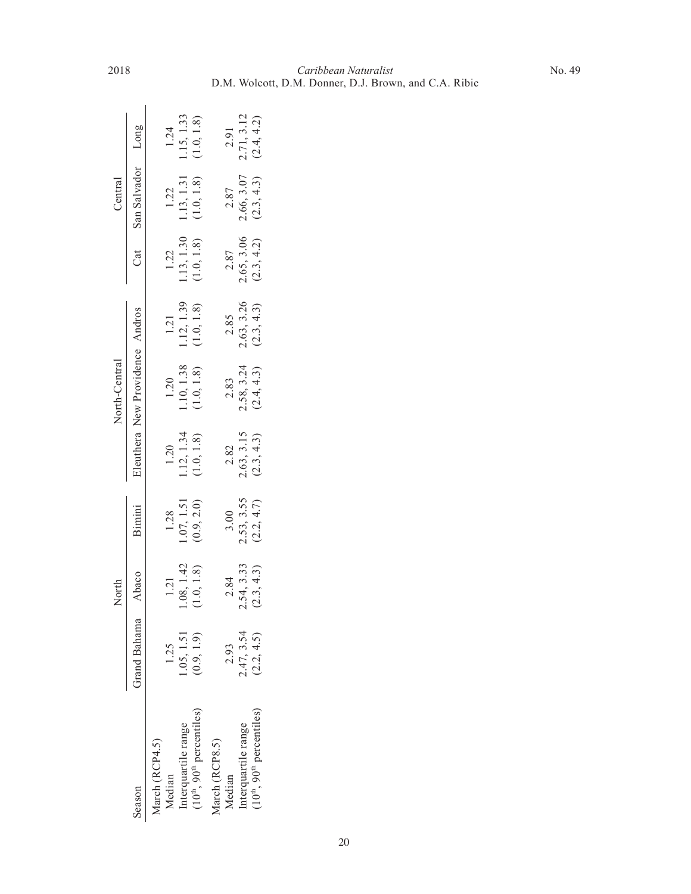| Season | North | | | North-Central | | | Central | | |
|---|---|---|---|---|---|---|---|---|---|
| | Grand Bahama | Abaco | Bimini | Eleuthera | New Providence | Andros | Cat | San Salvador | Long |
| March (RCP4.5) | | | | | | | | | |
| Median | 1.25 | 1.21 | 1.28 | 1.20 | 1.20 | 1.21 | 1.22 | 1.22 | 1.24 |
| Interquartile range | 1.05, 1.51 | 1.08, 1.42 | 1.07, 1.51 | 1.12, 1.34 | 1.10, 1.38 | 1.12, 1.39 | 1.13, 1.30 | 1.13, 1.31 | 1.15, 1.33 |
| ($10^{th}$, $90^{th}$ percentiles) | (0.9, 1.9) | (1.0, 1.8) | (0.9, 2.0) | (1.0, 1.8) | (1.0, 1.8) | (1.0, 1.8) | (1.0, 1.8) | (1.0, 1.8) | (1.0, 1.8) |
| March (RCP8.5) | | | | | | | | | |
| Median | 2.93 | 2.84 | 3.00 | 2.82 | 2.83 | 2.85 | 2.87 | 2.87 | 2.91 |
| Interquartile range | 2.47, 3.54 | 2.54, 3.33 | 2.53, 3.55 | 2.63, 3.15 | 2.58, 3.24 | 2.63, 3.26 | 2.65, 3.06 | 2.66, 3.07 | 2.71, 3.12 |
| ($10^{th}$, $90^{th}$ percentiles) | (2.2, 4.5) | (2.3, 4.3) | (2.2, 4.7) | (2.3, 4.3) | (2.4, 4.3) | (2.3, 4.3) | (2.3, 4.2) | (2.3, 4.3) | (2.4, 4.2) |